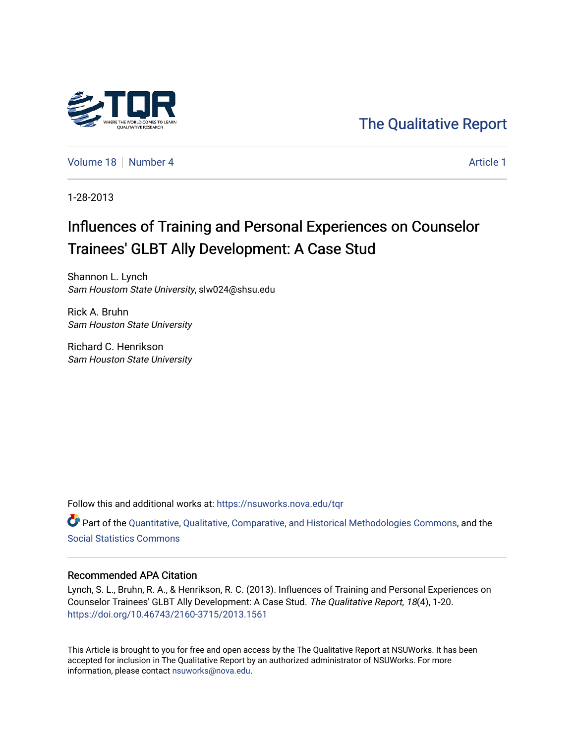The Qualitative Report

Volume 18 | Number 4 | Article 1

1-28-2013

# Influences of Training and Personal Experiences on Counselor Trainees' GLBT Ally Development: A Case Stud

Shannon L. Lynch
*Sam Houstom State University*, slw024@shsu.edu

Rick A. Bruhn
*Sam Houston State University*

Richard C. Henrikson
*Sam Houston State University*

Follow this and additional works at: https://nsuworks.nova.edu/tqr

Part of the Quantitative, Qualitative, Comparative, and Historical Methodologies Commons, and the Social Statistics Commons

## Recommended APA Citation

Lynch, S. L., Bruhn, R. A., & Henrikson, R. C. (2013). Influences of Training and Personal Experiences on Counselor Trainees' GLBT Ally Development: A Case Stud. *The Qualitative Report*, *18*(4), 1-20. https://doi.org/10.46743/2160-3715/2013.1561

This Article is brought to you for free and open access by the The Qualitative Report at NSUWorks. It has been accepted for inclusion in The Qualitative Report by an authorized administrator of NSUWorks. For more information, please contact nsuworks@nova.edu.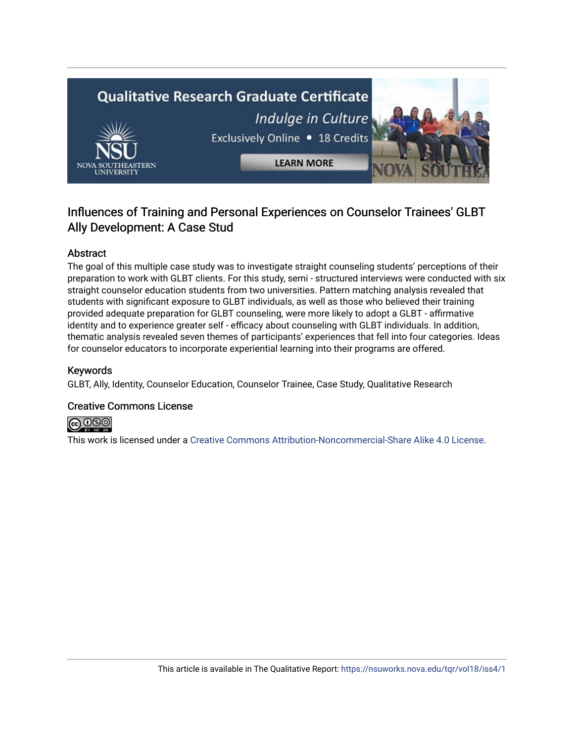# Influences of Training and Personal Experiences on Counselor Trainees' GLBT Ally Development: A Case Stud

## Abstract

The goal of this multiple case study was to investigate straight counseling students' perceptions of their preparation to work with GLBT clients. For this study, semi - structured interviews were conducted with six straight counselor education students from two universities. Pattern matching analysis revealed that students with significant exposure to GLBT individuals, as well as those who believed their training provided adequate preparation for GLBT counseling, were more likely to adopt a GLBT - affirmative identity and to experience greater self - efficacy about counseling with GLBT individuals. In addition, thematic analysis revealed seven themes of participants' experiences that fell into four categories. Ideas for counselor educators to incorporate experiential learning into their programs are offered.

## Keywords

GLBT, Ally, Identity, Counselor Education, Counselor Trainee, Case Study, Qualitative Research

## Creative Commons License

This work is licensed under a Creative Commons Attribution-Noncommercial-Share Alike 4.0 License.

This article is available in The Qualitative Report: https://nsuworks.nova.edu/tqr/vol18/iss4/1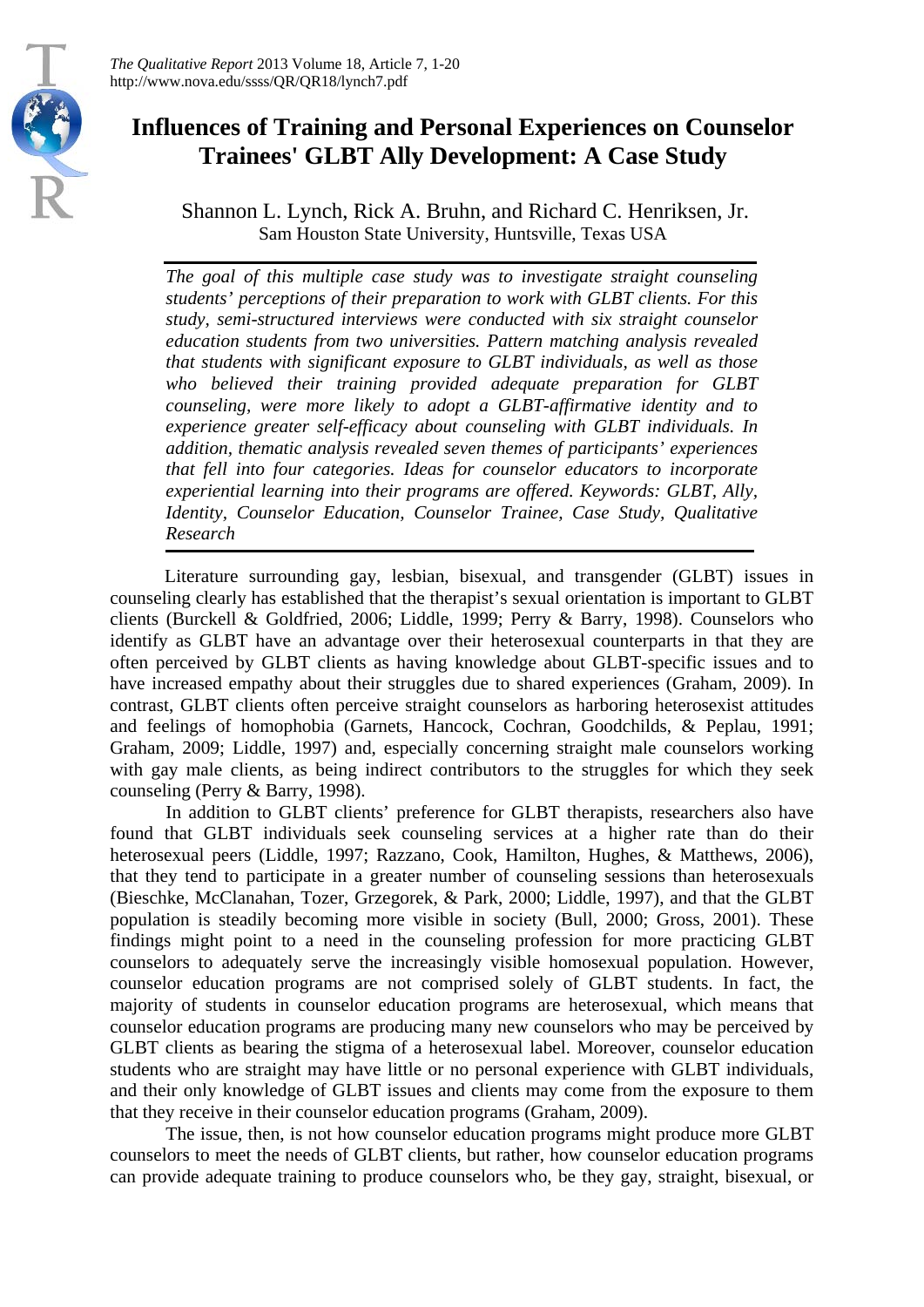# Influences of Training and Personal Experiences on Counselor Trainees' GLBT Ally Development: A Case Study

Shannon L. Lynch, Rick A. Bruhn, and Richard C. Henriksen, Jr.
Sam Houston State University, Huntsville, Texas USA

*The goal of this multiple case study was to investigate straight counseling students' perceptions of their preparation to work with GLBT clients. For this study, semi-structured interviews were conducted with six straight counselor education students from two universities. Pattern matching analysis revealed that students with significant exposure to GLBT individuals, as well as those who believed their training provided adequate preparation for GLBT counseling, were more likely to adopt a GLBT-affirmative identity and to experience greater self-efficacy about counseling with GLBT individuals. In addition, thematic analysis revealed seven themes of participants' experiences that fell into four categories. Ideas for counselor educators to incorporate experiential learning into their programs are offered. Keywords: GLBT, Ally, Identity, Counselor Education, Counselor Trainee, Case Study, Qualitative Research*

Literature surrounding gay, lesbian, bisexual, and transgender (GLBT) issues in counseling clearly has established that the therapist's sexual orientation is important to GLBT clients (Burckell & Goldfried, 2006; Liddle, 1999; Perry & Barry, 1998). Counselors who identify as GLBT have an advantage over their heterosexual counterparts in that they are often perceived by GLBT clients as having knowledge about GLBT-specific issues and to have increased empathy about their struggles due to shared experiences (Graham, 2009). In contrast, GLBT clients often perceive straight counselors as harboring heterosexist attitudes and feelings of homophobia (Garnets, Hancock, Cochran, Goodchilds, & Peplau, 1991; Graham, 2009; Liddle, 1997) and, especially concerning straight male counselors working with gay male clients, as being indirect contributors to the struggles for which they seek counseling (Perry & Barry, 1998).

In addition to GLBT clients' preference for GLBT therapists, researchers also have found that GLBT individuals seek counseling services at a higher rate than do their heterosexual peers (Liddle, 1997; Razzano, Cook, Hamilton, Hughes, & Matthews, 2006), that they tend to participate in a greater number of counseling sessions than heterosexuals (Bieschke, McClanahan, Tozer, Grzegorek, & Park, 2000; Liddle, 1997), and that the GLBT population is steadily becoming more visible in society (Bull, 2000; Gross, 2001). These findings might point to a need in the counseling profession for more practicing GLBT counselors to adequately serve the increasingly visible homosexual population. However, counselor education programs are not comprised solely of GLBT students. In fact, the majority of students in counselor education programs are heterosexual, which means that counselor education programs are producing many new counselors who may be perceived by GLBT clients as bearing the stigma of a heterosexual label. Moreover, counselor education students who are straight may have little or no personal experience with GLBT individuals, and their only knowledge of GLBT issues and clients may come from the exposure to them that they receive in their counselor education programs (Graham, 2009).

The issue, then, is not how counselor education programs might produce more GLBT counselors to meet the needs of GLBT clients, but rather, how counselor education programs can provide adequate training to produce counselors who, be they gay, straight, bisexual, or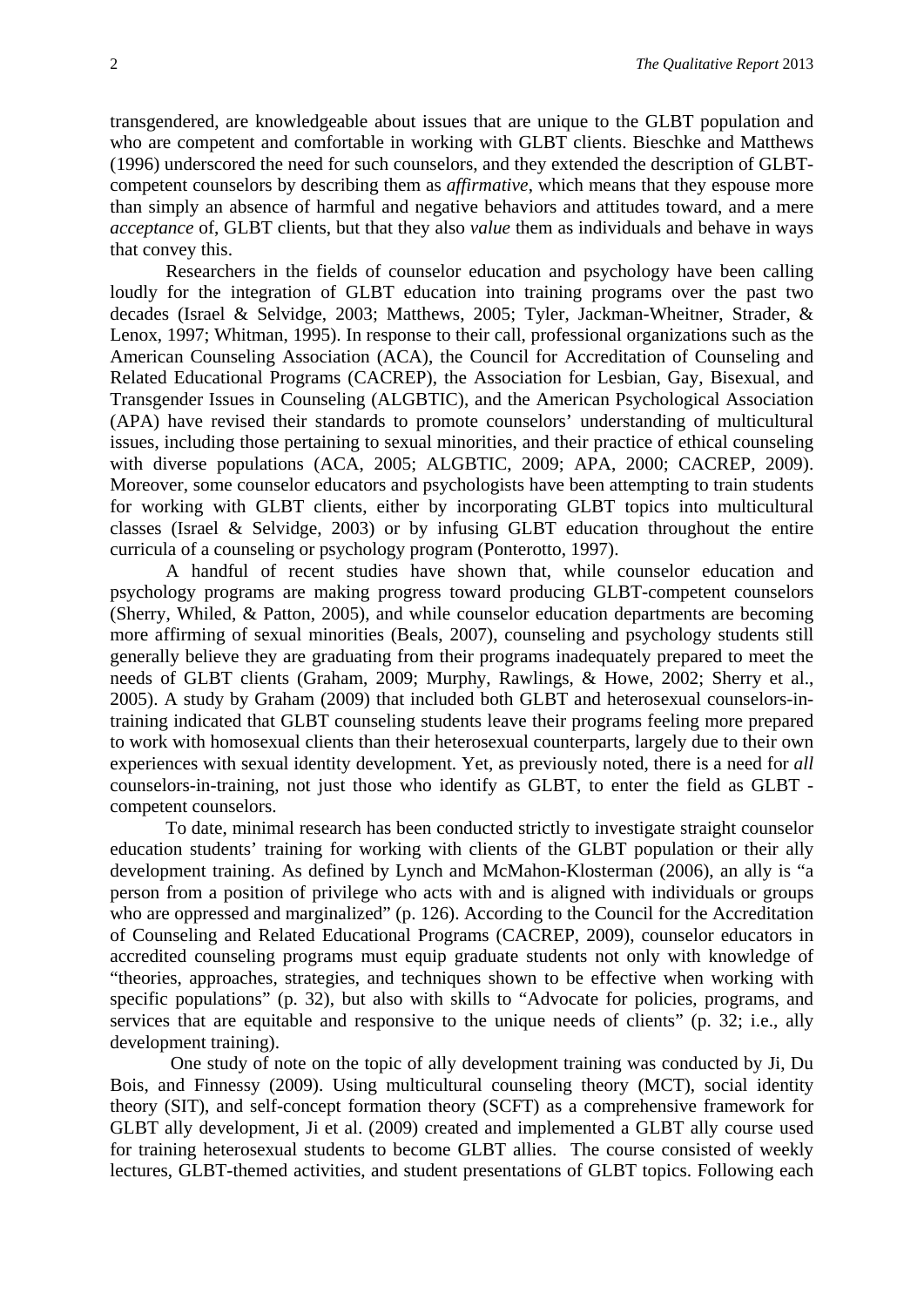transgendered, are knowledgeable about issues that are unique to the GLBT population and who are competent and comfortable in working with GLBT clients. Bieschke and Matthews (1996) underscored the need for such counselors, and they extended the description of GLBT-competent counselors by describing them as *affirmative*, which means that they espouse more than simply an absence of harmful and negative behaviors and attitudes toward, and a mere *acceptance* of, GLBT clients, but that they also *value* them as individuals and behave in ways that convey this.

Researchers in the fields of counselor education and psychology have been calling loudly for the integration of GLBT education into training programs over the past two decades (Israel & Selvidge, 2003; Matthews, 2005; Tyler, Jackman-Wheitner, Strader, & Lenox, 1997; Whitman, 1995). In response to their call, professional organizations such as the American Counseling Association (ACA), the Council for Accreditation of Counseling and Related Educational Programs (CACREP), the Association for Lesbian, Gay, Bisexual, and Transgender Issues in Counseling (ALGBTIC), and the American Psychological Association (APA) have revised their standards to promote counselors' understanding of multicultural issues, including those pertaining to sexual minorities, and their practice of ethical counseling with diverse populations (ACA, 2005; ALGBTIC, 2009; APA, 2000; CACREP, 2009). Moreover, some counselor educators and psychologists have been attempting to train students for working with GLBT clients, either by incorporating GLBT topics into multicultural classes (Israel & Selvidge, 2003) or by infusing GLBT education throughout the entire curricula of a counseling or psychology program (Ponterotto, 1997).

A handful of recent studies have shown that, while counselor education and psychology programs are making progress toward producing GLBT-competent counselors (Sherry, Whiled, & Patton, 2005), and while counselor education departments are becoming more affirming of sexual minorities (Beals, 2007), counseling and psychology students still generally believe they are graduating from their programs inadequately prepared to meet the needs of GLBT clients (Graham, 2009; Murphy, Rawlings, & Howe, 2002; Sherry et al., 2005). A study by Graham (2009) that included both GLBT and heterosexual counselors-in-training indicated that GLBT counseling students leave their programs feeling more prepared to work with homosexual clients than their heterosexual counterparts, largely due to their own experiences with sexual identity development. Yet, as previously noted, there is a need for *all* counselors-in-training, not just those who identify as GLBT, to enter the field as GLBT - competent counselors.

To date, minimal research has been conducted strictly to investigate straight counselor education students' training for working with clients of the GLBT population or their ally development training. As defined by Lynch and McMahon-Klosterman (2006), an ally is "a person from a position of privilege who acts with and is aligned with individuals or groups who are oppressed and marginalized" (p. 126). According to the Council for the Accreditation of Counseling and Related Educational Programs (CACREP, 2009), counselor educators in accredited counseling programs must equip graduate students not only with knowledge of "theories, approaches, strategies, and techniques shown to be effective when working with specific populations" (p. 32), but also with skills to "Advocate for policies, programs, and services that are equitable and responsive to the unique needs of clients" (p. 32; i.e., ally development training).

One study of note on the topic of ally development training was conducted by Ji, Du Bois, and Finnessy (2009). Using multicultural counseling theory (MCT), social identity theory (SIT), and self-concept formation theory (SCFT) as a comprehensive framework for GLBT ally development, Ji et al. (2009) created and implemented a GLBT ally course used for training heterosexual students to become GLBT allies. The course consisted of weekly lectures, GLBT-themed activities, and student presentations of GLBT topics. Following each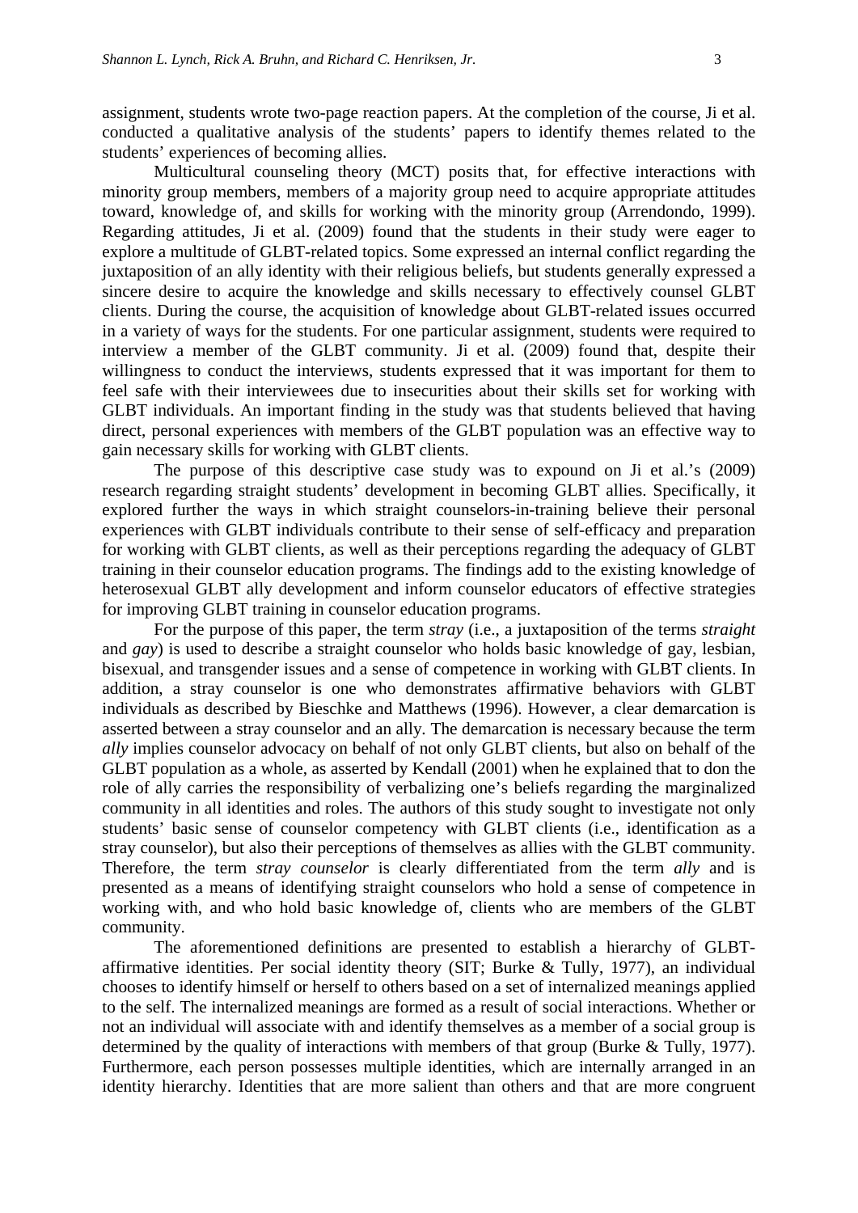assignment, students wrote two-page reaction papers. At the completion of the course, Ji et al. conducted a qualitative analysis of the students' papers to identify themes related to the students' experiences of becoming allies.

Multicultural counseling theory (MCT) posits that, for effective interactions with minority group members, members of a majority group need to acquire appropriate attitudes toward, knowledge of, and skills for working with the minority group (Arrendondo, 1999). Regarding attitudes, Ji et al. (2009) found that the students in their study were eager to explore a multitude of GLBT-related topics. Some expressed an internal conflict regarding the juxtaposition of an ally identity with their religious beliefs, but students generally expressed a sincere desire to acquire the knowledge and skills necessary to effectively counsel GLBT clients. During the course, the acquisition of knowledge about GLBT-related issues occurred in a variety of ways for the students. For one particular assignment, students were required to interview a member of the GLBT community. Ji et al. (2009) found that, despite their willingness to conduct the interviews, students expressed that it was important for them to feel safe with their interviewees due to insecurities about their skills set for working with GLBT individuals. An important finding in the study was that students believed that having direct, personal experiences with members of the GLBT population was an effective way to gain necessary skills for working with GLBT clients.

The purpose of this descriptive case study was to expound on Ji et al.'s (2009) research regarding straight students' development in becoming GLBT allies. Specifically, it explored further the ways in which straight counselors-in-training believe their personal experiences with GLBT individuals contribute to their sense of self-efficacy and preparation for working with GLBT clients, as well as their perceptions regarding the adequacy of GLBT training in their counselor education programs. The findings add to the existing knowledge of heterosexual GLBT ally development and inform counselor educators of effective strategies for improving GLBT training in counselor education programs.

For the purpose of this paper, the term *stray* (i.e., a juxtaposition of the terms *straight* and *gay*) is used to describe a straight counselor who holds basic knowledge of gay, lesbian, bisexual, and transgender issues and a sense of competence in working with GLBT clients. In addition, a stray counselor is one who demonstrates affirmative behaviors with GLBT individuals as described by Bieschke and Matthews (1996). However, a clear demarcation is asserted between a stray counselor and an ally. The demarcation is necessary because the term *ally* implies counselor advocacy on behalf of not only GLBT clients, but also on behalf of the GLBT population as a whole, as asserted by Kendall (2001) when he explained that to don the role of ally carries the responsibility of verbalizing one's beliefs regarding the marginalized community in all identities and roles. The authors of this study sought to investigate not only students' basic sense of counselor competency with GLBT clients (i.e., identification as a stray counselor), but also their perceptions of themselves as allies with the GLBT community. Therefore, the term *stray counselor* is clearly differentiated from the term *ally* and is presented as a means of identifying straight counselors who hold a sense of competence in working with, and who hold basic knowledge of, clients who are members of the GLBT community.

The aforementioned definitions are presented to establish a hierarchy of GLBT-affirmative identities. Per social identity theory (SIT; Burke & Tully, 1977), an individual chooses to identify himself or herself to others based on a set of internalized meanings applied to the self. The internalized meanings are formed as a result of social interactions. Whether or not an individual will associate with and identify themselves as a member of a social group is determined by the quality of interactions with members of that group (Burke & Tully, 1977). Furthermore, each person possesses multiple identities, which are internally arranged in an identity hierarchy. Identities that are more salient than others and that are more congruent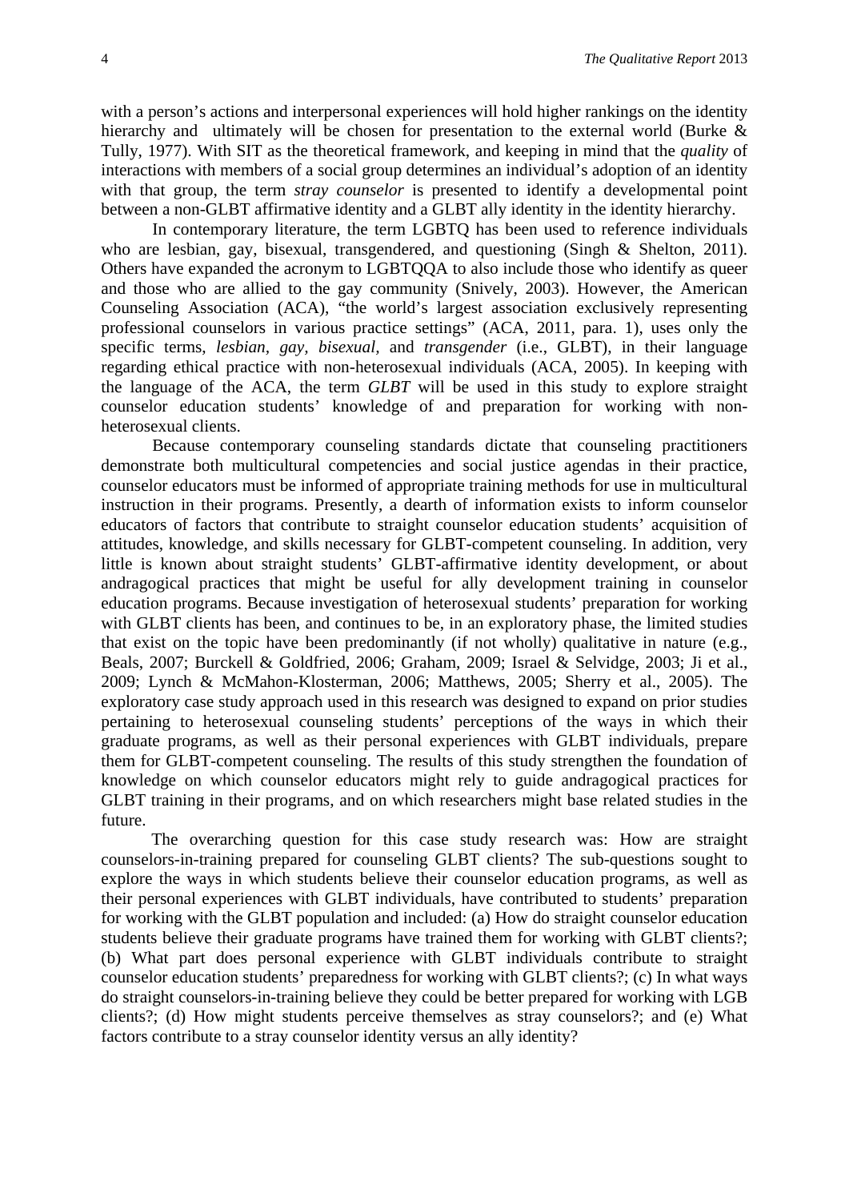with a person's actions and interpersonal experiences will hold higher rankings on the identity hierarchy and ultimately will be chosen for presentation to the external world (Burke & Tully, 1977). With SIT as the theoretical framework, and keeping in mind that the *quality* of interactions with members of a social group determines an individual's adoption of an identity with that group, the term *stray counselor* is presented to identify a developmental point between a non-GLBT affirmative identity and a GLBT ally identity in the identity hierarchy.

In contemporary literature, the term LGBTQ has been used to reference individuals who are lesbian, gay, bisexual, transgendered, and questioning (Singh & Shelton, 2011). Others have expanded the acronym to LGBTQQA to also include those who identify as queer and those who are allied to the gay community (Snively, 2003). However, the American Counseling Association (ACA), "the world's largest association exclusively representing professional counselors in various practice settings" (ACA, 2011, para. 1), uses only the specific terms, *lesbian, gay, bisexual,* and *transgender* (i.e., GLBT), in their language regarding ethical practice with non-heterosexual individuals (ACA, 2005). In keeping with the language of the ACA, the term *GLBT* will be used in this study to explore straight counselor education students' knowledge of and preparation for working with non-heterosexual clients.

Because contemporary counseling standards dictate that counseling practitioners demonstrate both multicultural competencies and social justice agendas in their practice, counselor educators must be informed of appropriate training methods for use in multicultural instruction in their programs. Presently, a dearth of information exists to inform counselor educators of factors that contribute to straight counselor education students' acquisition of attitudes, knowledge, and skills necessary for GLBT-competent counseling. In addition, very little is known about straight students' GLBT-affirmative identity development, or about andragogical practices that might be useful for ally development training in counselor education programs. Because investigation of heterosexual students' preparation for working with GLBT clients has been, and continues to be, in an exploratory phase, the limited studies that exist on the topic have been predominantly (if not wholly) qualitative in nature (e.g., Beals, 2007; Burckell & Goldfried, 2006; Graham, 2009; Israel & Selvidge, 2003; Ji et al., 2009; Lynch & McMahon-Klosterman, 2006; Matthews, 2005; Sherry et al., 2005). The exploratory case study approach used in this research was designed to expand on prior studies pertaining to heterosexual counseling students' perceptions of the ways in which their graduate programs, as well as their personal experiences with GLBT individuals, prepare them for GLBT-competent counseling. The results of this study strengthen the foundation of knowledge on which counselor educators might rely to guide andragogical practices for GLBT training in their programs, and on which researchers might base related studies in the future.

The overarching question for this case study research was: How are straight counselors-in-training prepared for counseling GLBT clients? The sub-questions sought to explore the ways in which students believe their counselor education programs, as well as their personal experiences with GLBT individuals, have contributed to students' preparation for working with the GLBT population and included: (a) How do straight counselor education students believe their graduate programs have trained them for working with GLBT clients?; (b) What part does personal experience with GLBT individuals contribute to straight counselor education students' preparedness for working with GLBT clients?; (c) In what ways do straight counselors-in-training believe they could be better prepared for working with LGB clients?; (d) How might students perceive themselves as stray counselors?; and (e) What factors contribute to a stray counselor identity versus an ally identity?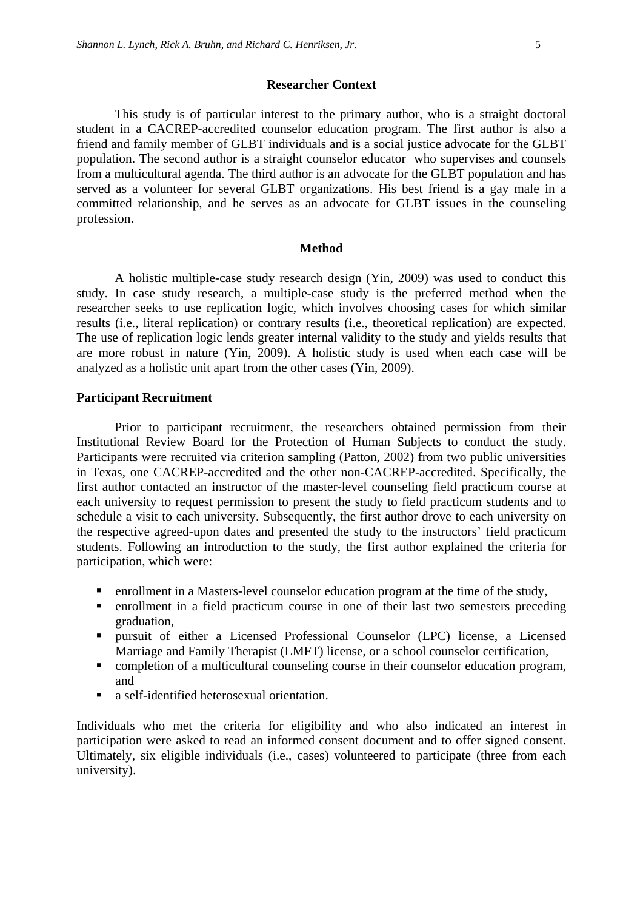## Researcher Context

This study is of particular interest to the primary author, who is a straight doctoral student in a CACREP-accredited counselor education program. The first author is also a friend and family member of GLBT individuals and is a social justice advocate for the GLBT population. The second author is a straight counselor educator who supervises and counsels from a multicultural agenda. The third author is an advocate for the GLBT population and has served as a volunteer for several GLBT organizations. His best friend is a gay male in a committed relationship, and he serves as an advocate for GLBT issues in the counseling profession.

## Method

A holistic multiple-case study research design (Yin, 2009) was used to conduct this study. In case study research, a multiple-case study is the preferred method when the researcher seeks to use replication logic, which involves choosing cases for which similar results (i.e., literal replication) or contrary results (i.e., theoretical replication) are expected. The use of replication logic lends greater internal validity to the study and yields results that are more robust in nature (Yin, 2009). A holistic study is used when each case will be analyzed as a holistic unit apart from the other cases (Yin, 2009).

### Participant Recruitment

Prior to participant recruitment, the researchers obtained permission from their Institutional Review Board for the Protection of Human Subjects to conduct the study. Participants were recruited via criterion sampling (Patton, 2002) from two public universities in Texas, one CACREP-accredited and the other non-CACREP-accredited. Specifically, the first author contacted an instructor of the master-level counseling field practicum course at each university to request permission to present the study to field practicum students and to schedule a visit to each university. Subsequently, the first author drove to each university on the respective agreed-upon dates and presented the study to the instructors' field practicum students. Following an introduction to the study, the first author explained the criteria for participation, which were:

- enrollment in a Masters-level counselor education program at the time of the study,
- enrollment in a field practicum course in one of their last two semesters preceding graduation,
- pursuit of either a Licensed Professional Counselor (LPC) license, a Licensed Marriage and Family Therapist (LMFT) license, or a school counselor certification,
- completion of a multicultural counseling course in their counselor education program, and
- a self-identified heterosexual orientation.

Individuals who met the criteria for eligibility and who also indicated an interest in participation were asked to read an informed consent document and to offer signed consent. Ultimately, six eligible individuals (i.e., cases) volunteered to participate (three from each university).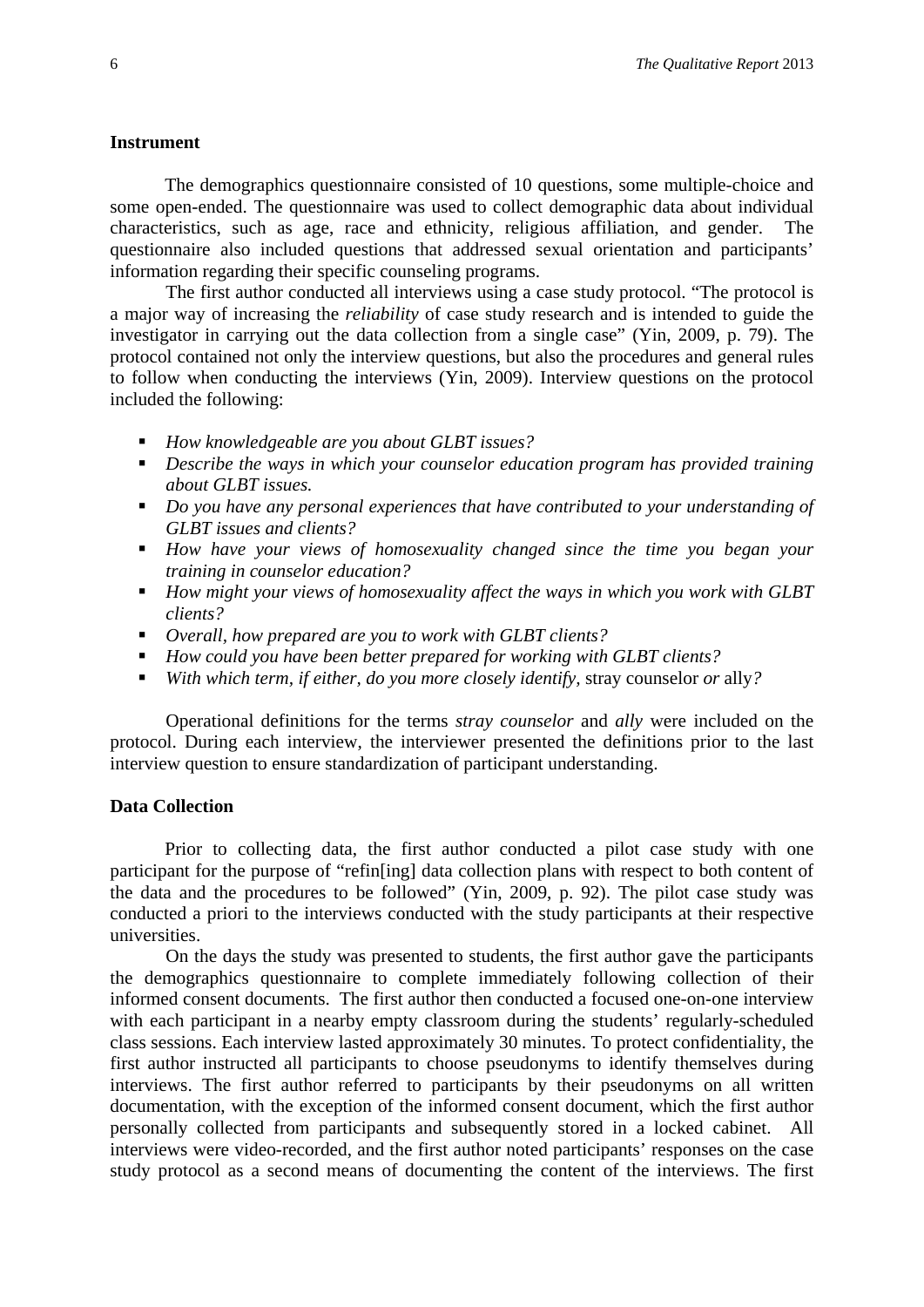**Instrument**

The demographics questionnaire consisted of 10 questions, some multiple-choice and some open-ended. The questionnaire was used to collect demographic data about individual characteristics, such as age, race and ethnicity, religious affiliation, and gender. The questionnaire also included questions that addressed sexual orientation and participants' information regarding their specific counseling programs.

The first author conducted all interviews using a case study protocol. "The protocol is a major way of increasing the *reliability* of case study research and is intended to guide the investigator in carrying out the data collection from a single case" (Yin, 2009, p. 79). The protocol contained not only the interview questions, but also the procedures and general rules to follow when conducting the interviews (Yin, 2009). Interview questions on the protocol included the following:

- *How knowledgeable are you about GLBT issues?*
- *Describe the ways in which your counselor education program has provided training about GLBT issues.*
- *Do you have any personal experiences that have contributed to your understanding of GLBT issues and clients?*
- *How have your views of homosexuality changed since the time you began your training in counselor education?*
- *How might your views of homosexuality affect the ways in which you work with GLBT clients?*
- *Overall, how prepared are you to work with GLBT clients?*
- *How could you have been better prepared for working with GLBT clients?*
- *With which term, if either, do you more closely identify,* stray counselor *or* ally*?*

Operational definitions for the terms *stray counselor* and *ally* were included on the protocol. During each interview, the interviewer presented the definitions prior to the last interview question to ensure standardization of participant understanding.

**Data Collection**

Prior to collecting data, the first author conducted a pilot case study with one participant for the purpose of "refin[ing] data collection plans with respect to both content of the data and the procedures to be followed" (Yin, 2009, p. 92). The pilot case study was conducted a priori to the interviews conducted with the study participants at their respective universities.

On the days the study was presented to students, the first author gave the participants the demographics questionnaire to complete immediately following collection of their informed consent documents. The first author then conducted a focused one-on-one interview with each participant in a nearby empty classroom during the students' regularly-scheduled class sessions. Each interview lasted approximately 30 minutes. To protect confidentiality, the first author instructed all participants to choose pseudonyms to identify themselves during interviews. The first author referred to participants by their pseudonyms on all written documentation, with the exception of the informed consent document, which the first author personally collected from participants and subsequently stored in a locked cabinet. All interviews were video-recorded, and the first author noted participants' responses on the case study protocol as a second means of documenting the content of the interviews. The first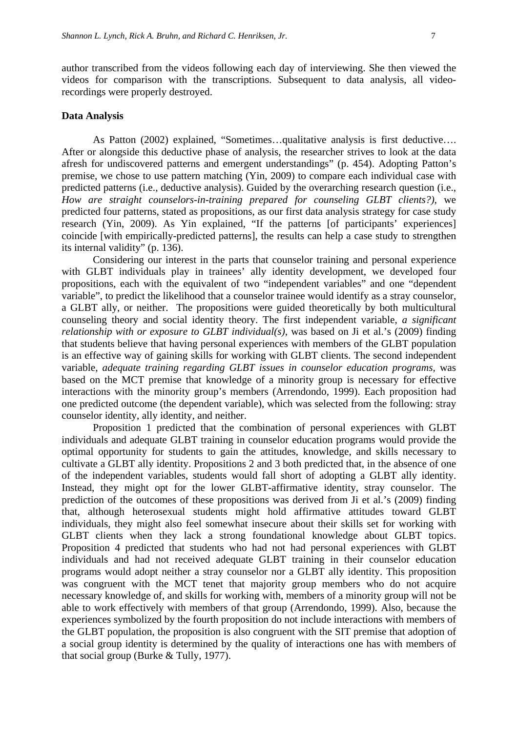author transcribed from the videos following each day of interviewing. She then viewed the videos for comparison with the transcriptions. Subsequent to data analysis, all video-recordings were properly destroyed.

## Data Analysis

As Patton (2002) explained, "Sometimes…qualitative analysis is first deductive…. After or alongside this deductive phase of analysis, the researcher strives to look at the data afresh for undiscovered patterns and emergent understandings" (p. 454). Adopting Patton's premise, we chose to use pattern matching (Yin, 2009) to compare each individual case with predicted patterns (i.e., deductive analysis). Guided by the overarching research question (i.e., *How are straight counselors-in-training prepared for counseling GLBT clients?),* we predicted four patterns, stated as propositions, as our first data analysis strategy for case study research (Yin, 2009). As Yin explained, "If the patterns [of participants' experiences] coincide [with empirically-predicted patterns], the results can help a case study to strengthen its internal validity" (p. 136).

Considering our interest in the parts that counselor training and personal experience with GLBT individuals play in trainees' ally identity development, we developed four propositions, each with the equivalent of two "independent variables" and one "dependent variable", to predict the likelihood that a counselor trainee would identify as a stray counselor, a GLBT ally, or neither. The propositions were guided theoretically by both multicultural counseling theory and social identity theory. The first independent variable, *a significant relationship with or exposure to GLBT individual(s),* was based on Ji et al.'s (2009) finding that students believe that having personal experiences with members of the GLBT population is an effective way of gaining skills for working with GLBT clients. The second independent variable, *adequate training regarding GLBT issues in counselor education programs,* was based on the MCT premise that knowledge of a minority group is necessary for effective interactions with the minority group's members (Arrendondo, 1999). Each proposition had one predicted outcome (the dependent variable), which was selected from the following: stray counselor identity, ally identity, and neither.

Proposition 1 predicted that the combination of personal experiences with GLBT individuals and adequate GLBT training in counselor education programs would provide the optimal opportunity for students to gain the attitudes, knowledge, and skills necessary to cultivate a GLBT ally identity. Propositions 2 and 3 both predicted that, in the absence of one of the independent variables, students would fall short of adopting a GLBT ally identity. Instead, they might opt for the lower GLBT-affirmative identity, stray counselor. The prediction of the outcomes of these propositions was derived from Ji et al.'s (2009) finding that, although heterosexual students might hold affirmative attitudes toward GLBT individuals, they might also feel somewhat insecure about their skills set for working with GLBT clients when they lack a strong foundational knowledge about GLBT topics. Proposition 4 predicted that students who had not had personal experiences with GLBT individuals and had not received adequate GLBT training in their counselor education programs would adopt neither a stray counselor nor a GLBT ally identity. This proposition was congruent with the MCT tenet that majority group members who do not acquire necessary knowledge of, and skills for working with, members of a minority group will not be able to work effectively with members of that group (Arrendondo, 1999). Also, because the experiences symbolized by the fourth proposition do not include interactions with members of the GLBT population, the proposition is also congruent with the SIT premise that adoption of a social group identity is determined by the quality of interactions one has with members of that social group (Burke & Tully, 1977).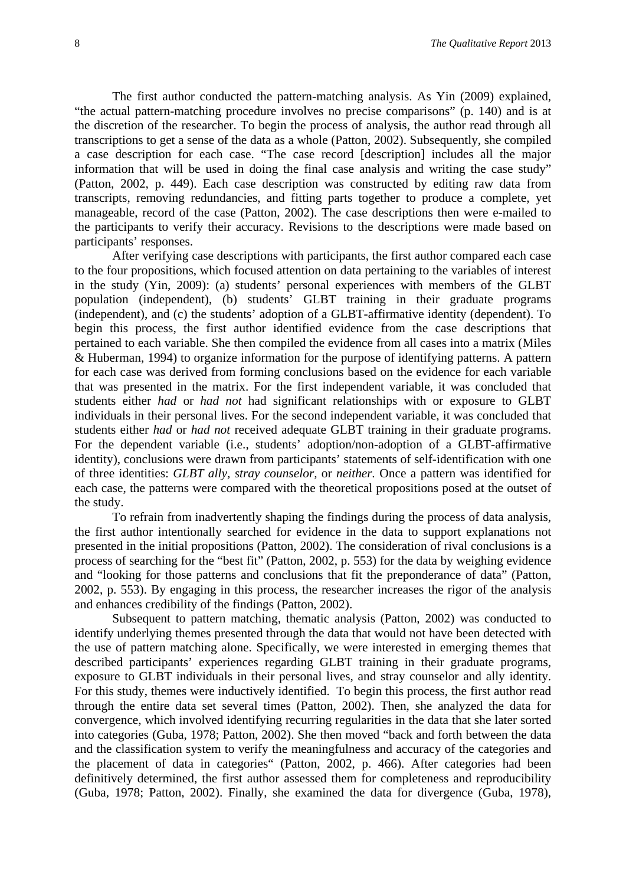The first author conducted the pattern-matching analysis. As Yin (2009) explained, "the actual pattern-matching procedure involves no precise comparisons" (p. 140) and is at the discretion of the researcher. To begin the process of analysis, the author read through all transcriptions to get a sense of the data as a whole (Patton, 2002). Subsequently, she compiled a case description for each case. "The case record [description] includes all the major information that will be used in doing the final case analysis and writing the case study" (Patton, 2002, p. 449). Each case description was constructed by editing raw data from transcripts, removing redundancies, and fitting parts together to produce a complete, yet manageable, record of the case (Patton, 2002). The case descriptions then were e-mailed to the participants to verify their accuracy. Revisions to the descriptions were made based on participants' responses.

After verifying case descriptions with participants, the first author compared each case to the four propositions, which focused attention on data pertaining to the variables of interest in the study (Yin, 2009): (a) students' personal experiences with members of the GLBT population (independent), (b) students' GLBT training in their graduate programs (independent), and (c) the students' adoption of a GLBT-affirmative identity (dependent). To begin this process, the first author identified evidence from the case descriptions that pertained to each variable. She then compiled the evidence from all cases into a matrix (Miles & Huberman, 1994) to organize information for the purpose of identifying patterns. A pattern for each case was derived from forming conclusions based on the evidence for each variable that was presented in the matrix. For the first independent variable, it was concluded that students either *had* or *had not* had significant relationships with or exposure to GLBT individuals in their personal lives. For the second independent variable, it was concluded that students either *had* or *had not* received adequate GLBT training in their graduate programs. For the dependent variable (i.e., students' adoption/non-adoption of a GLBT-affirmative identity), conclusions were drawn from participants' statements of self-identification with one of three identities: *GLBT ally, stray counselor,* or *neither.* Once a pattern was identified for each case, the patterns were compared with the theoretical propositions posed at the outset of the study.

To refrain from inadvertently shaping the findings during the process of data analysis, the first author intentionally searched for evidence in the data to support explanations not presented in the initial propositions (Patton, 2002). The consideration of rival conclusions is a process of searching for the "best fit" (Patton, 2002, p. 553) for the data by weighing evidence and "looking for those patterns and conclusions that fit the preponderance of data" (Patton, 2002, p. 553). By engaging in this process, the researcher increases the rigor of the analysis and enhances credibility of the findings (Patton, 2002).

Subsequent to pattern matching, thematic analysis (Patton, 2002) was conducted to identify underlying themes presented through the data that would not have been detected with the use of pattern matching alone. Specifically, we were interested in emerging themes that described participants' experiences regarding GLBT training in their graduate programs, exposure to GLBT individuals in their personal lives, and stray counselor and ally identity. For this study, themes were inductively identified. To begin this process, the first author read through the entire data set several times (Patton, 2002). Then, she analyzed the data for convergence, which involved identifying recurring regularities in the data that she later sorted into categories (Guba, 1978; Patton, 2002). She then moved "back and forth between the data and the classification system to verify the meaningfulness and accuracy of the categories and the placement of data in categories" (Patton, 2002, p. 466). After categories had been definitively determined, the first author assessed them for completeness and reproducibility (Guba, 1978; Patton, 2002). Finally, she examined the data for divergence (Guba, 1978),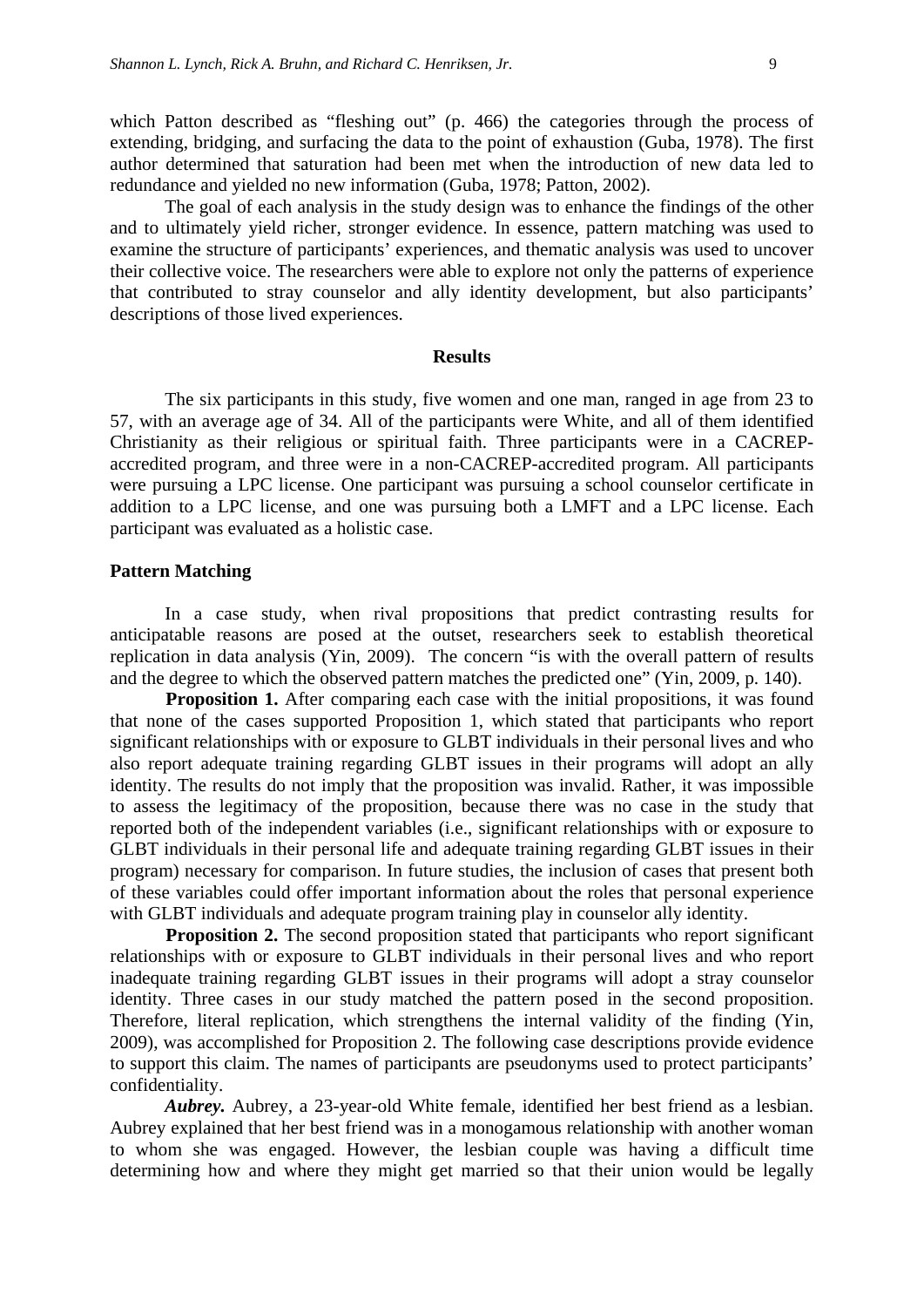which Patton described as "fleshing out" (p. 466) the categories through the process of extending, bridging, and surfacing the data to the point of exhaustion (Guba, 1978). The first author determined that saturation had been met when the introduction of new data led to redundance and yielded no new information (Guba, 1978; Patton, 2002).

The goal of each analysis in the study design was to enhance the findings of the other and to ultimately yield richer, stronger evidence. In essence, pattern matching was used to examine the structure of participants' experiences, and thematic analysis was used to uncover their collective voice. The researchers were able to explore not only the patterns of experience that contributed to stray counselor and ally identity development, but also participants' descriptions of those lived experiences.

## Results

The six participants in this study, five women and one man, ranged in age from 23 to 57, with an average age of 34. All of the participants were White, and all of them identified Christianity as their religious or spiritual faith. Three participants were in a CACREP-accredited program, and three were in a non-CACREP-accredited program. All participants were pursuing a LPC license. One participant was pursuing a school counselor certificate in addition to a LPC license, and one was pursuing both a LMFT and a LPC license. Each participant was evaluated as a holistic case.

### Pattern Matching

In a case study, when rival propositions that predict contrasting results for anticipatable reasons are posed at the outset, researchers seek to establish theoretical replication in data analysis (Yin, 2009). The concern "is with the overall pattern of results and the degree to which the observed pattern matches the predicted one" (Yin, 2009, p. 140).

**Proposition 1.** After comparing each case with the initial propositions, it was found that none of the cases supported Proposition 1, which stated that participants who report significant relationships with or exposure to GLBT individuals in their personal lives and who also report adequate training regarding GLBT issues in their programs will adopt an ally identity. The results do not imply that the proposition was invalid. Rather, it was impossible to assess the legitimacy of the proposition, because there was no case in the study that reported both of the independent variables (i.e., significant relationships with or exposure to GLBT individuals in their personal life and adequate training regarding GLBT issues in their program) necessary for comparison. In future studies, the inclusion of cases that present both of these variables could offer important information about the roles that personal experience with GLBT individuals and adequate program training play in counselor ally identity.

**Proposition 2.** The second proposition stated that participants who report significant relationships with or exposure to GLBT individuals in their personal lives and who report inadequate training regarding GLBT issues in their programs will adopt a stray counselor identity. Three cases in our study matched the pattern posed in the second proposition. Therefore, literal replication, which strengthens the internal validity of the finding (Yin, 2009), was accomplished for Proposition 2. The following case descriptions provide evidence to support this claim. The names of participants are pseudonyms used to protect participants' confidentiality.

***Aubrey.*** Aubrey, a 23-year-old White female, identified her best friend as a lesbian. Aubrey explained that her best friend was in a monogamous relationship with another woman to whom she was engaged. However, the lesbian couple was having a difficult time determining how and where they might get married so that their union would be legally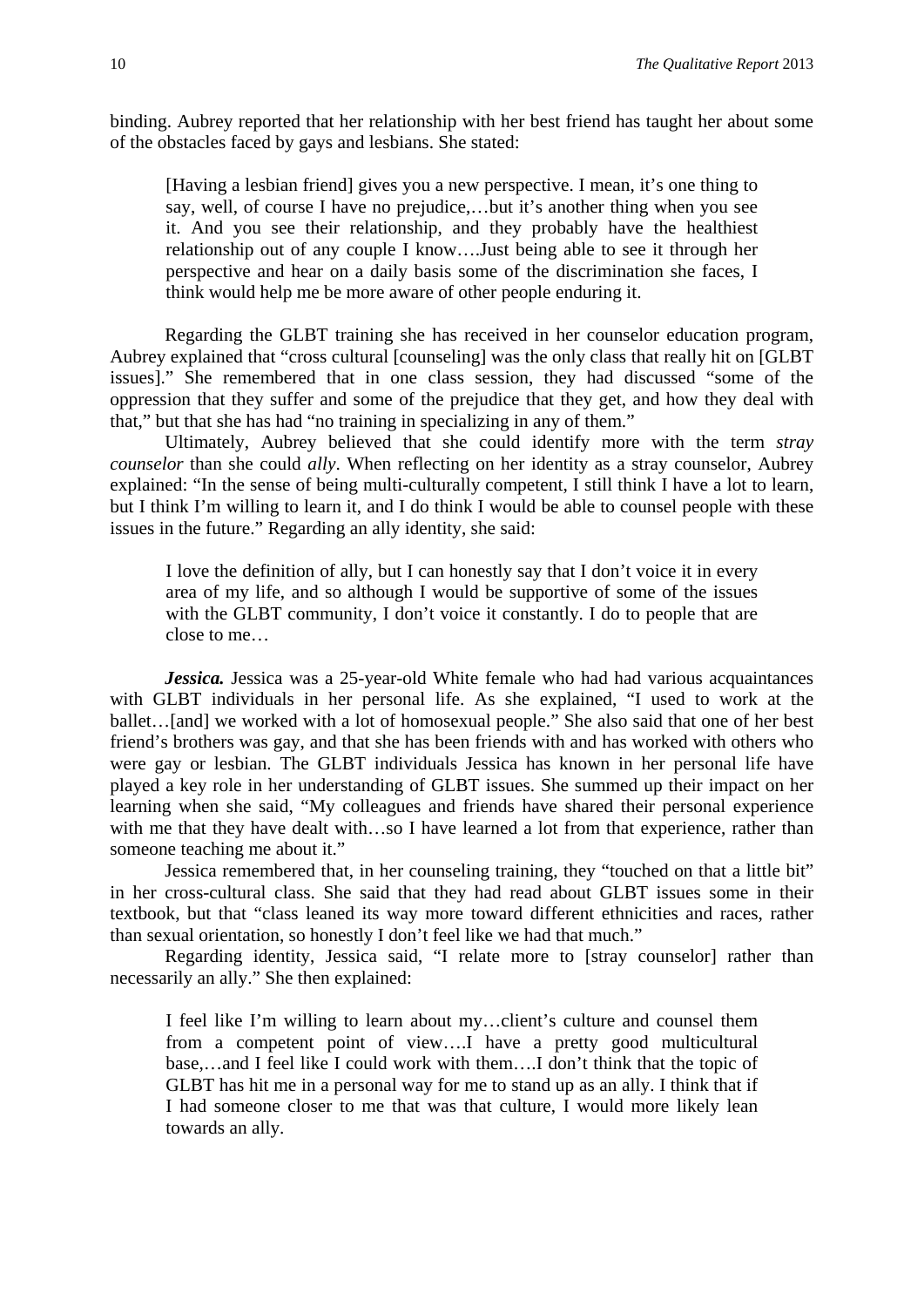binding. Aubrey reported that her relationship with her best friend has taught her about some of the obstacles faced by gays and lesbians. She stated:

> [Having a lesbian friend] gives you a new perspective. I mean, it's one thing to say, well, of course I have no prejudice,…but it's another thing when you see it. And you see their relationship, and they probably have the healthiest relationship out of any couple I know….Just being able to see it through her perspective and hear on a daily basis some of the discrimination she faces, I think would help me be more aware of other people enduring it.

Regarding the GLBT training she has received in her counselor education program, Aubrey explained that "cross cultural [counseling] was the only class that really hit on [GLBT issues]." She remembered that in one class session, they had discussed "some of the oppression that they suffer and some of the prejudice that they get, and how they deal with that," but that she has had "no training in specializing in any of them."

Ultimately, Aubrey believed that she could identify more with the term *stray counselor* than she could *ally*. When reflecting on her identity as a stray counselor, Aubrey explained: "In the sense of being multi-culturally competent, I still think I have a lot to learn, but I think I'm willing to learn it, and I do think I would be able to counsel people with these issues in the future." Regarding an ally identity, she said:

> I love the definition of ally, but I can honestly say that I don't voice it in every area of my life, and so although I would be supportive of some of the issues with the GLBT community, I don't voice it constantly. I do to people that are close to me…

***Jessica.*** Jessica was a 25-year-old White female who had had various acquaintances with GLBT individuals in her personal life. As she explained, "I used to work at the ballet…[and] we worked with a lot of homosexual people." She also said that one of her best friend's brothers was gay, and that she has been friends with and has worked with others who were gay or lesbian. The GLBT individuals Jessica has known in her personal life have played a key role in her understanding of GLBT issues. She summed up their impact on her learning when she said, "My colleagues and friends have shared their personal experience with me that they have dealt with…so I have learned a lot from that experience, rather than someone teaching me about it."

Jessica remembered that, in her counseling training, they "touched on that a little bit" in her cross-cultural class. She said that they had read about GLBT issues some in their textbook, but that "class leaned its way more toward different ethnicities and races, rather than sexual orientation, so honestly I don't feel like we had that much."

Regarding identity, Jessica said, "I relate more to [stray counselor] rather than necessarily an ally." She then explained:

> I feel like I'm willing to learn about my…client's culture and counsel them from a competent point of view….I have a pretty good multicultural base,…and I feel like I could work with them….I don't think that the topic of GLBT has hit me in a personal way for me to stand up as an ally. I think that if I had someone closer to me that was that culture, I would more likely lean towards an ally.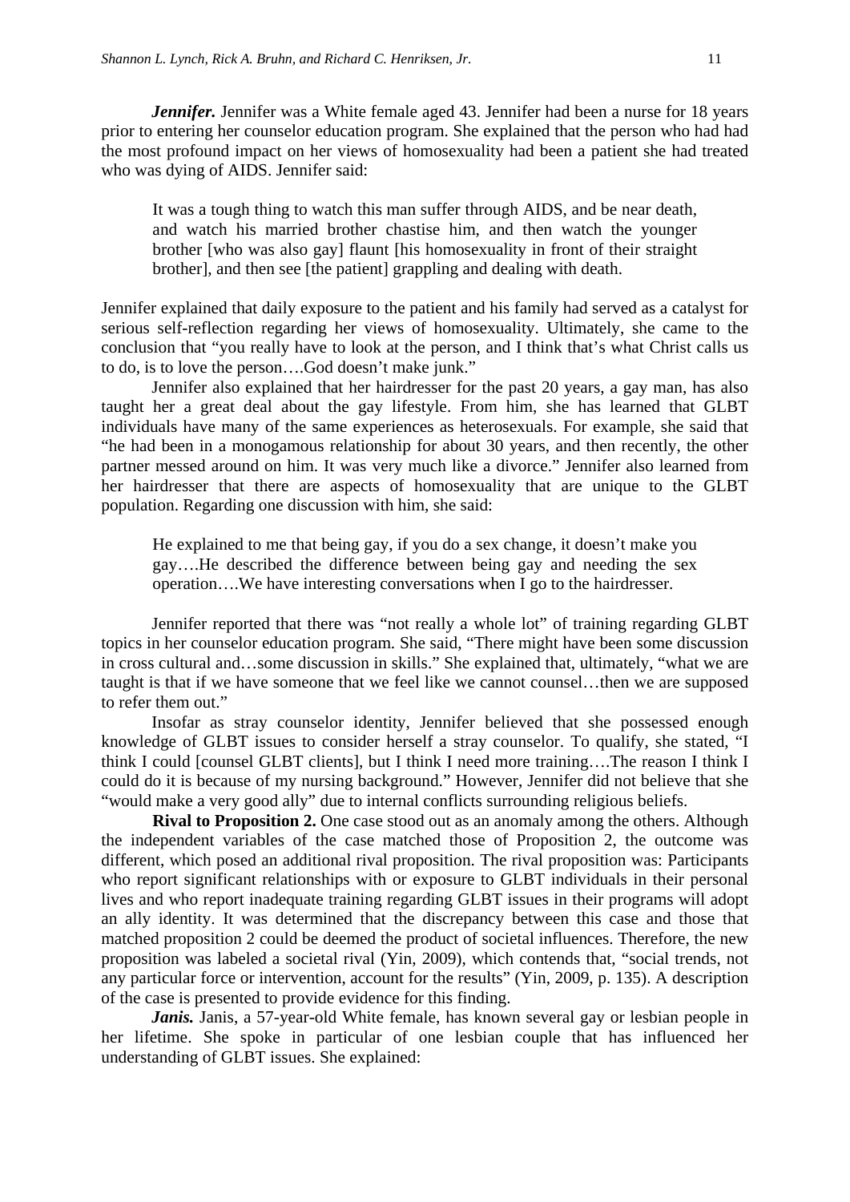***Jennifer.*** Jennifer was a White female aged 43. Jennifer had been a nurse for 18 years prior to entering her counselor education program. She explained that the person who had had the most profound impact on her views of homosexuality had been a patient she had treated who was dying of AIDS. Jennifer said:

> It was a tough thing to watch this man suffer through AIDS, and be near death, and watch his married brother chastise him, and then watch the younger brother [who was also gay] flaunt [his homosexuality in front of their straight brother], and then see [the patient] grappling and dealing with death.

Jennifer explained that daily exposure to the patient and his family had served as a catalyst for serious self-reflection regarding her views of homosexuality. Ultimately, she came to the conclusion that "you really have to look at the person, and I think that's what Christ calls us to do, is to love the person….God doesn't make junk."

Jennifer also explained that her hairdresser for the past 20 years, a gay man, has also taught her a great deal about the gay lifestyle. From him, she has learned that GLBT individuals have many of the same experiences as heterosexuals. For example, she said that "he had been in a monogamous relationship for about 30 years, and then recently, the other partner messed around on him. It was very much like a divorce." Jennifer also learned from her hairdresser that there are aspects of homosexuality that are unique to the GLBT population. Regarding one discussion with him, she said:

> He explained to me that being gay, if you do a sex change, it doesn't make you gay….He described the difference between being gay and needing the sex operation….We have interesting conversations when I go to the hairdresser.

Jennifer reported that there was "not really a whole lot" of training regarding GLBT topics in her counselor education program. She said, "There might have been some discussion in cross cultural and…some discussion in skills." She explained that, ultimately, "what we are taught is that if we have someone that we feel like we cannot counsel…then we are supposed to refer them out."

Insofar as stray counselor identity, Jennifer believed that she possessed enough knowledge of GLBT issues to consider herself a stray counselor. To qualify, she stated, "I think I could [counsel GLBT clients], but I think I need more training….The reason I think I could do it is because of my nursing background." However, Jennifer did not believe that she "would make a very good ally" due to internal conflicts surrounding religious beliefs.

**Rival to Proposition 2.** One case stood out as an anomaly among the others. Although the independent variables of the case matched those of Proposition 2, the outcome was different, which posed an additional rival proposition. The rival proposition was: Participants who report significant relationships with or exposure to GLBT individuals in their personal lives and who report inadequate training regarding GLBT issues in their programs will adopt an ally identity. It was determined that the discrepancy between this case and those that matched proposition 2 could be deemed the product of societal influences. Therefore, the new proposition was labeled a societal rival (Yin, 2009), which contends that, "social trends, not any particular force or intervention, account for the results" (Yin, 2009, p. 135). A description of the case is presented to provide evidence for this finding.

***Janis.*** Janis, a 57-year-old White female, has known several gay or lesbian people in her lifetime. She spoke in particular of one lesbian couple that has influenced her understanding of GLBT issues. She explained: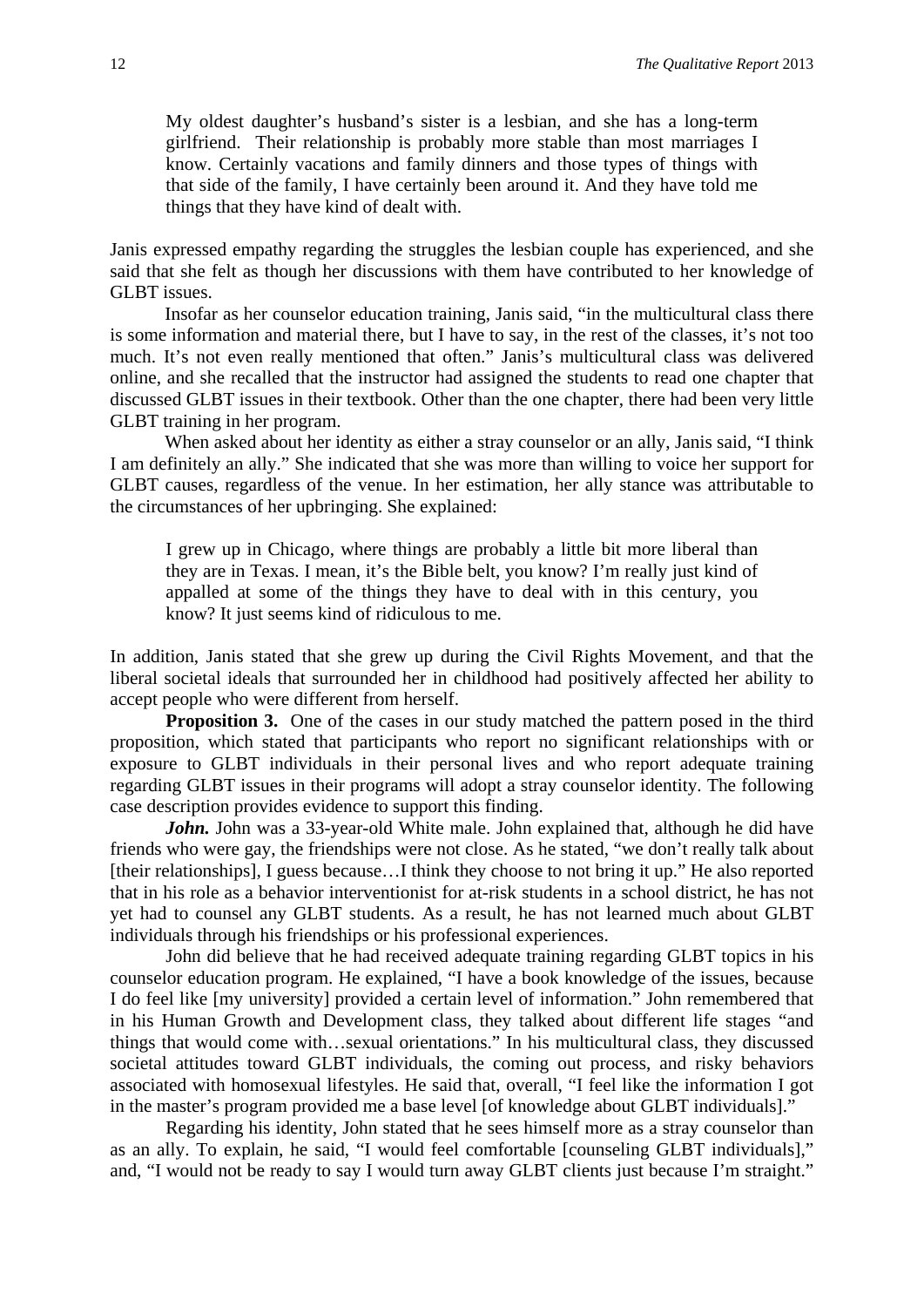> My oldest daughter's husband's sister is a lesbian, and she has a long-term girlfriend. Their relationship is probably more stable than most marriages I know. Certainly vacations and family dinners and those types of things with that side of the family, I have certainly been around it. And they have told me things that they have kind of dealt with.

Janis expressed empathy regarding the struggles the lesbian couple has experienced, and she said that she felt as though her discussions with them have contributed to her knowledge of GLBT issues.

Insofar as her counselor education training, Janis said, "in the multicultural class there is some information and material there, but I have to say, in the rest of the classes, it's not too much. It's not even really mentioned that often." Janis's multicultural class was delivered online, and she recalled that the instructor had assigned the students to read one chapter that discussed GLBT issues in their textbook. Other than the one chapter, there had been very little GLBT training in her program.

When asked about her identity as either a stray counselor or an ally, Janis said, "I think I am definitely an ally." She indicated that she was more than willing to voice her support for GLBT causes, regardless of the venue. In her estimation, her ally stance was attributable to the circumstances of her upbringing. She explained:

> I grew up in Chicago, where things are probably a little bit more liberal than they are in Texas. I mean, it's the Bible belt, you know? I'm really just kind of appalled at some of the things they have to deal with in this century, you know? It just seems kind of ridiculous to me.

In addition, Janis stated that she grew up during the Civil Rights Movement, and that the liberal societal ideals that surrounded her in childhood had positively affected her ability to accept people who were different from herself.

**Proposition 3.** One of the cases in our study matched the pattern posed in the third proposition, which stated that participants who report no significant relationships with or exposure to GLBT individuals in their personal lives and who report adequate training regarding GLBT issues in their programs will adopt a stray counselor identity. The following case description provides evidence to support this finding.

***John.*** John was a 33-year-old White male. John explained that, although he did have friends who were gay, the friendships were not close. As he stated, "we don't really talk about [their relationships], I guess because…I think they choose to not bring it up." He also reported that in his role as a behavior interventionist for at-risk students in a school district, he has not yet had to counsel any GLBT students. As a result, he has not learned much about GLBT individuals through his friendships or his professional experiences.

John did believe that he had received adequate training regarding GLBT topics in his counselor education program. He explained, "I have a book knowledge of the issues, because I do feel like [my university] provided a certain level of information." John remembered that in his Human Growth and Development class, they talked about different life stages "and things that would come with…sexual orientations." In his multicultural class, they discussed societal attitudes toward GLBT individuals, the coming out process, and risky behaviors associated with homosexual lifestyles. He said that, overall, "I feel like the information I got in the master's program provided me a base level [of knowledge about GLBT individuals]."

Regarding his identity, John stated that he sees himself more as a stray counselor than as an ally. To explain, he said, "I would feel comfortable [counseling GLBT individuals]," and, "I would not be ready to say I would turn away GLBT clients just because I'm straight."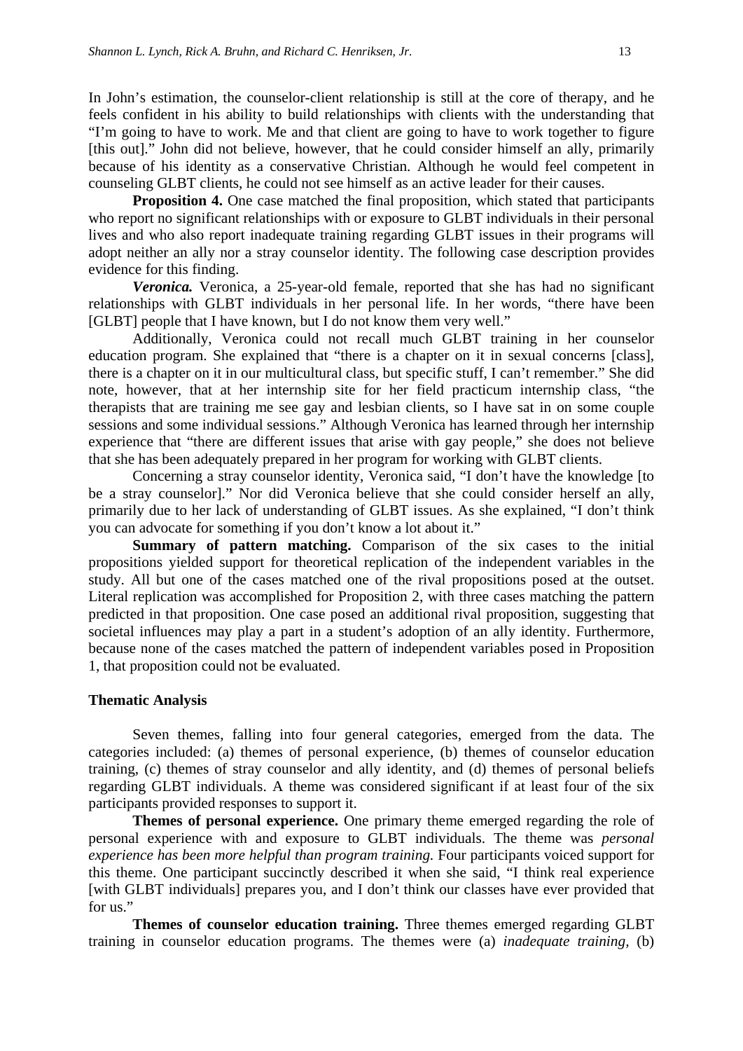In John's estimation, the counselor-client relationship is still at the core of therapy, and he feels confident in his ability to build relationships with clients with the understanding that "I'm going to have to work. Me and that client are going to have to work together to figure [this out]." John did not believe, however, that he could consider himself an ally, primarily because of his identity as a conservative Christian. Although he would feel competent in counseling GLBT clients, he could not see himself as an active leader for their causes.

**Proposition 4.** One case matched the final proposition, which stated that participants who report no significant relationships with or exposure to GLBT individuals in their personal lives and who also report inadequate training regarding GLBT issues in their programs will adopt neither an ally nor a stray counselor identity. The following case description provides evidence for this finding.

***Veronica.*** Veronica, a 25-year-old female, reported that she has had no significant relationships with GLBT individuals in her personal life. In her words, "there have been [GLBT] people that I have known, but I do not know them very well."

Additionally, Veronica could not recall much GLBT training in her counselor education program. She explained that "there is a chapter on it in sexual concerns [class], there is a chapter on it in our multicultural class, but specific stuff, I can't remember." She did note, however, that at her internship site for her field practicum internship class, "the therapists that are training me see gay and lesbian clients, so I have sat in on some couple sessions and some individual sessions." Although Veronica has learned through her internship experience that "there are different issues that arise with gay people," she does not believe that she has been adequately prepared in her program for working with GLBT clients.

Concerning a stray counselor identity, Veronica said, "I don't have the knowledge [to be a stray counselor]." Nor did Veronica believe that she could consider herself an ally, primarily due to her lack of understanding of GLBT issues. As she explained, "I don't think you can advocate for something if you don't know a lot about it."

**Summary of pattern matching.** Comparison of the six cases to the initial propositions yielded support for theoretical replication of the independent variables in the study. All but one of the cases matched one of the rival propositions posed at the outset. Literal replication was accomplished for Proposition 2, with three cases matching the pattern predicted in that proposition. One case posed an additional rival proposition, suggesting that societal influences may play a part in a student's adoption of an ally identity. Furthermore, because none of the cases matched the pattern of independent variables posed in Proposition 1, that proposition could not be evaluated.

### Thematic Analysis

Seven themes, falling into four general categories, emerged from the data. The categories included: (a) themes of personal experience, (b) themes of counselor education training, (c) themes of stray counselor and ally identity, and (d) themes of personal beliefs regarding GLBT individuals. A theme was considered significant if at least four of the six participants provided responses to support it.

**Themes of personal experience.** One primary theme emerged regarding the role of personal experience with and exposure to GLBT individuals. The theme was *personal experience has been more helpful than program training.* Four participants voiced support for this theme. One participant succinctly described it when she said, "I think real experience [with GLBT individuals] prepares you, and I don't think our classes have ever provided that for us."

**Themes of counselor education training.** Three themes emerged regarding GLBT training in counselor education programs. The themes were (a) *inadequate training,* (b)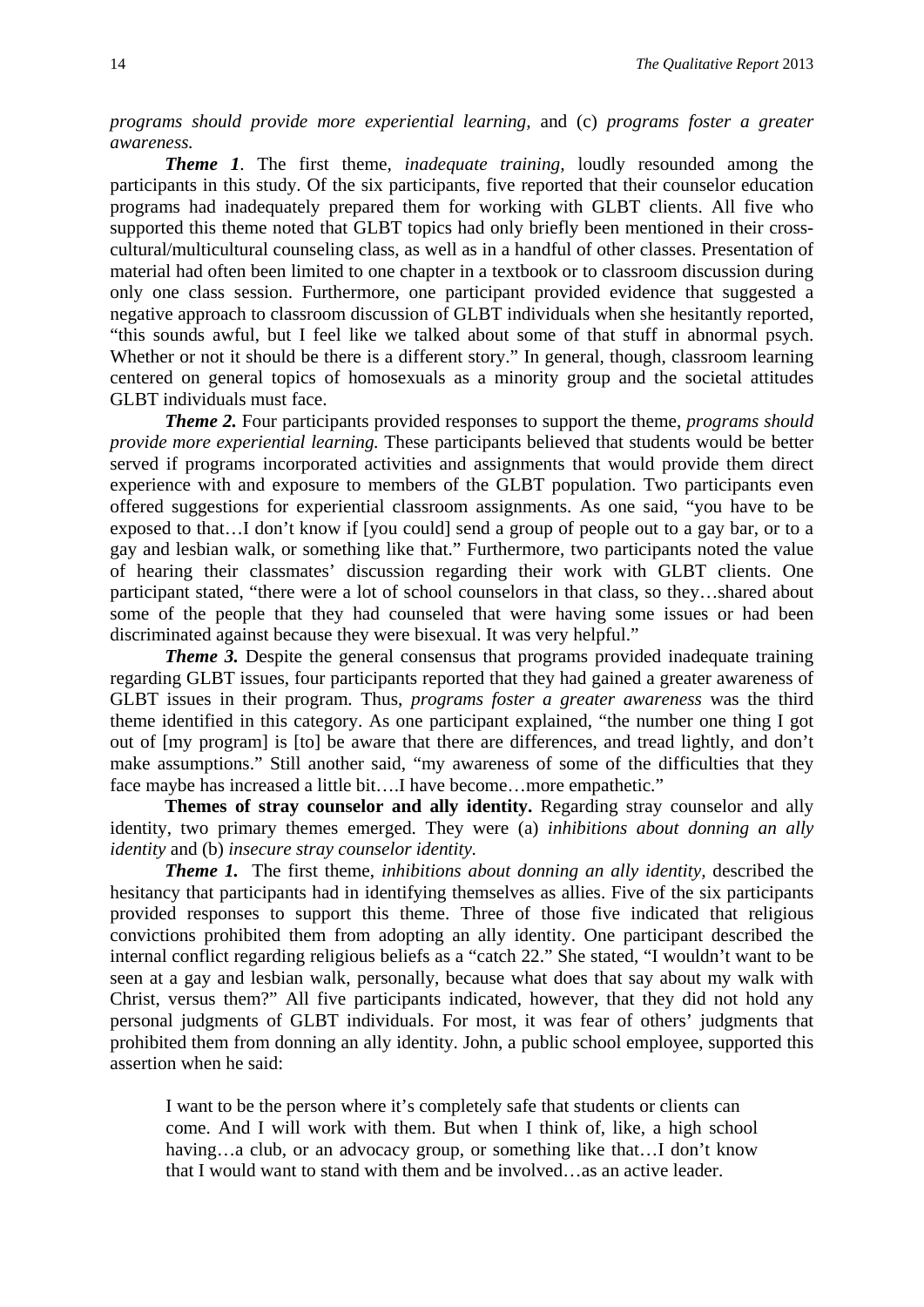*programs should provide more experiential learning,* and (c) *programs foster a greater awareness.*

***Theme 1***. The first theme, *inadequate training,* loudly resounded among the participants in this study. Of the six participants, five reported that their counselor education programs had inadequately prepared them for working with GLBT clients. All five who supported this theme noted that GLBT topics had only briefly been mentioned in their cross-cultural/multicultural counseling class, as well as in a handful of other classes. Presentation of material had often been limited to one chapter in a textbook or to classroom discussion during only one class session. Furthermore, one participant provided evidence that suggested a negative approach to classroom discussion of GLBT individuals when she hesitantly reported, "this sounds awful, but I feel like we talked about some of that stuff in abnormal psych. Whether or not it should be there is a different story." In general, though, classroom learning centered on general topics of homosexuals as a minority group and the societal attitudes GLBT individuals must face.

***Theme 2.*** Four participants provided responses to support the theme, *programs should provide more experiential learning.* These participants believed that students would be better served if programs incorporated activities and assignments that would provide them direct experience with and exposure to members of the GLBT population. Two participants even offered suggestions for experiential classroom assignments. As one said, "you have to be exposed to that…I don't know if [you could] send a group of people out to a gay bar, or to a gay and lesbian walk, or something like that." Furthermore, two participants noted the value of hearing their classmates' discussion regarding their work with GLBT clients. One participant stated, "there were a lot of school counselors in that class, so they…shared about some of the people that they had counseled that were having some issues or had been discriminated against because they were bisexual. It was very helpful."

***Theme 3.*** Despite the general consensus that programs provided inadequate training regarding GLBT issues, four participants reported that they had gained a greater awareness of GLBT issues in their program. Thus, *programs foster a greater awareness* was the third theme identified in this category. As one participant explained, "the number one thing I got out of [my program] is [to] be aware that there are differences, and tread lightly, and don't make assumptions." Still another said, "my awareness of some of the difficulties that they face maybe has increased a little bit….I have become…more empathetic."

**Themes of stray counselor and ally identity.** Regarding stray counselor and ally identity, two primary themes emerged. They were (a) *inhibitions about donning an ally identity* and (b) *insecure stray counselor identity.*

***Theme 1.*** The first theme, *inhibitions about donning an ally identity,* described the hesitancy that participants had in identifying themselves as allies. Five of the six participants provided responses to support this theme. Three of those five indicated that religious convictions prohibited them from adopting an ally identity. One participant described the internal conflict regarding religious beliefs as a "catch 22." She stated, "I wouldn't want to be seen at a gay and lesbian walk, personally, because what does that say about my walk with Christ, versus them?" All five participants indicated, however, that they did not hold any personal judgments of GLBT individuals. For most, it was fear of others' judgments that prohibited them from donning an ally identity. John, a public school employee, supported this assertion when he said:

> I want to be the person where it's completely safe that students or clients can come. And I will work with them. But when I think of, like, a high school having…a club, or an advocacy group, or something like that…I don't know that I would want to stand with them and be involved…as an active leader.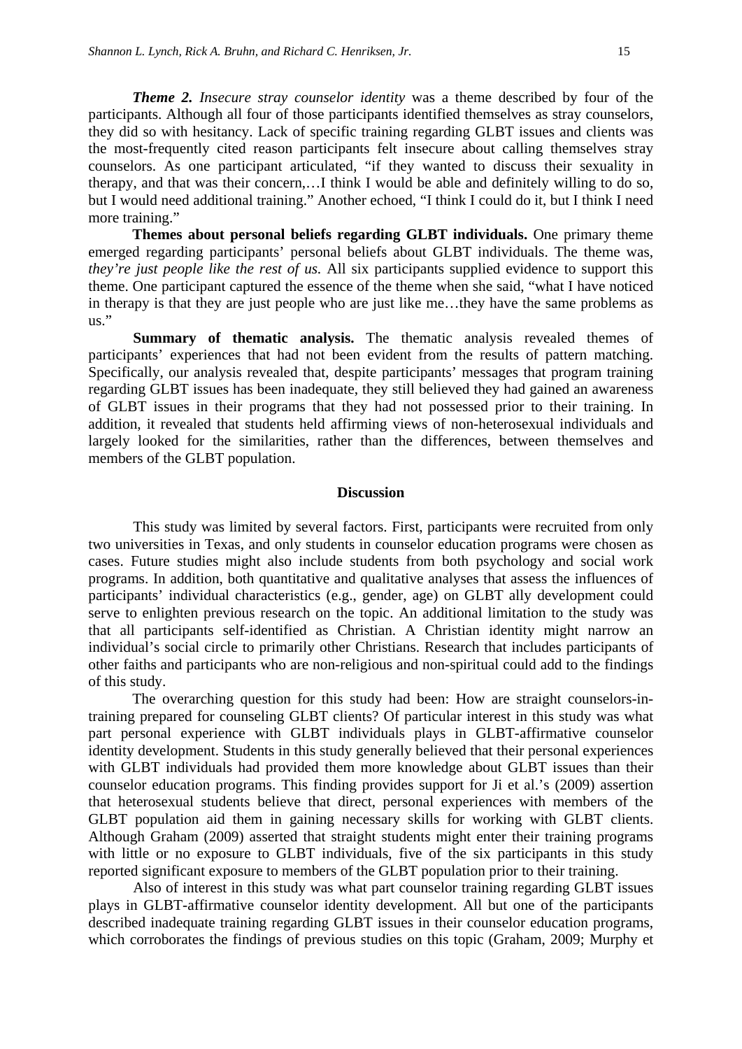***Theme 2.*** *Insecure stray counselor identity* was a theme described by four of the participants. Although all four of those participants identified themselves as stray counselors, they did so with hesitancy. Lack of specific training regarding GLBT issues and clients was the most-frequently cited reason participants felt insecure about calling themselves stray counselors. As one participant articulated, "if they wanted to discuss their sexuality in therapy, and that was their concern,…I think I would be able and definitely willing to do so, but I would need additional training." Another echoed, "I think I could do it, but I think I need more training."

**Themes about personal beliefs regarding GLBT individuals.** One primary theme emerged regarding participants' personal beliefs about GLBT individuals. The theme was, *they're just people like the rest of us.* All six participants supplied evidence to support this theme. One participant captured the essence of the theme when she said, "what I have noticed in therapy is that they are just people who are just like me…they have the same problems as us."

**Summary of thematic analysis.** The thematic analysis revealed themes of participants' experiences that had not been evident from the results of pattern matching. Specifically, our analysis revealed that, despite participants' messages that program training regarding GLBT issues has been inadequate, they still believed they had gained an awareness of GLBT issues in their programs that they had not possessed prior to their training. In addition, it revealed that students held affirming views of non-heterosexual individuals and largely looked for the similarities, rather than the differences, between themselves and members of the GLBT population.

## Discussion

This study was limited by several factors. First, participants were recruited from only two universities in Texas, and only students in counselor education programs were chosen as cases. Future studies might also include students from both psychology and social work programs. In addition, both quantitative and qualitative analyses that assess the influences of participants' individual characteristics (e.g., gender, age) on GLBT ally development could serve to enlighten previous research on the topic. An additional limitation to the study was that all participants self-identified as Christian. A Christian identity might narrow an individual's social circle to primarily other Christians. Research that includes participants of other faiths and participants who are non-religious and non-spiritual could add to the findings of this study.

The overarching question for this study had been: How are straight counselors-in-training prepared for counseling GLBT clients? Of particular interest in this study was what part personal experience with GLBT individuals plays in GLBT-affirmative counselor identity development. Students in this study generally believed that their personal experiences with GLBT individuals had provided them more knowledge about GLBT issues than their counselor education programs. This finding provides support for Ji et al.'s (2009) assertion that heterosexual students believe that direct, personal experiences with members of the GLBT population aid them in gaining necessary skills for working with GLBT clients. Although Graham (2009) asserted that straight students might enter their training programs with little or no exposure to GLBT individuals, five of the six participants in this study reported significant exposure to members of the GLBT population prior to their training.

Also of interest in this study was what part counselor training regarding GLBT issues plays in GLBT-affirmative counselor identity development. All but one of the participants described inadequate training regarding GLBT issues in their counselor education programs, which corroborates the findings of previous studies on this topic (Graham, 2009; Murphy et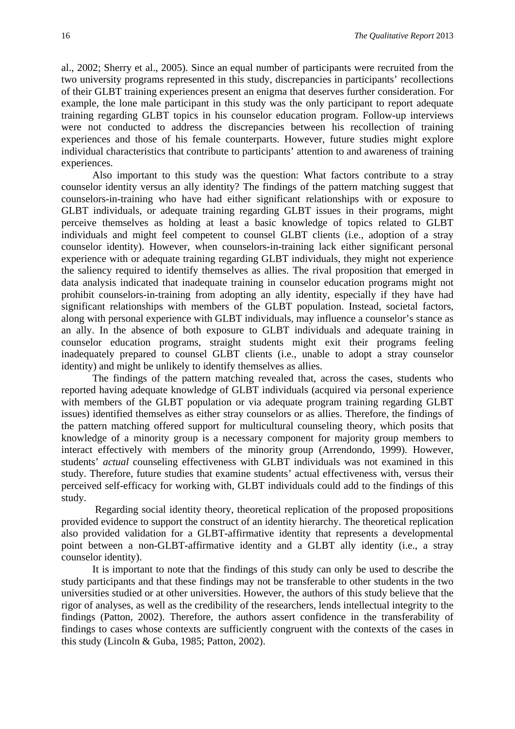al., 2002; Sherry et al., 2005). Since an equal number of participants were recruited from the two university programs represented in this study, discrepancies in participants' recollections of their GLBT training experiences present an enigma that deserves further consideration. For example, the lone male participant in this study was the only participant to report adequate training regarding GLBT topics in his counselor education program. Follow-up interviews were not conducted to address the discrepancies between his recollection of training experiences and those of his female counterparts. However, future studies might explore individual characteristics that contribute to participants' attention to and awareness of training experiences.

Also important to this study was the question: What factors contribute to a stray counselor identity versus an ally identity? The findings of the pattern matching suggest that counselors-in-training who have had either significant relationships with or exposure to GLBT individuals, or adequate training regarding GLBT issues in their programs, might perceive themselves as holding at least a basic knowledge of topics related to GLBT individuals and might feel competent to counsel GLBT clients (i.e., adoption of a stray counselor identity). However, when counselors-in-training lack either significant personal experience with or adequate training regarding GLBT individuals, they might not experience the saliency required to identify themselves as allies. The rival proposition that emerged in data analysis indicated that inadequate training in counselor education programs might not prohibit counselors-in-training from adopting an ally identity, especially if they have had significant relationships with members of the GLBT population. Instead, societal factors, along with personal experience with GLBT individuals, may influence a counselor's stance as an ally. In the absence of both exposure to GLBT individuals and adequate training in counselor education programs, straight students might exit their programs feeling inadequately prepared to counsel GLBT clients (i.e., unable to adopt a stray counselor identity) and might be unlikely to identify themselves as allies.

The findings of the pattern matching revealed that, across the cases, students who reported having adequate knowledge of GLBT individuals (acquired via personal experience with members of the GLBT population or via adequate program training regarding GLBT issues) identified themselves as either stray counselors or as allies. Therefore, the findings of the pattern matching offered support for multicultural counseling theory, which posits that knowledge of a minority group is a necessary component for majority group members to interact effectively with members of the minority group (Arrendondo, 1999). However, students' *actual* counseling effectiveness with GLBT individuals was not examined in this study. Therefore, future studies that examine students' actual effectiveness with, versus their perceived self-efficacy for working with, GLBT individuals could add to the findings of this study.

Regarding social identity theory, theoretical replication of the proposed propositions provided evidence to support the construct of an identity hierarchy. The theoretical replication also provided validation for a GLBT-affirmative identity that represents a developmental point between a non-GLBT-affirmative identity and a GLBT ally identity (i.e., a stray counselor identity).

It is important to note that the findings of this study can only be used to describe the study participants and that these findings may not be transferable to other students in the two universities studied or at other universities. However, the authors of this study believe that the rigor of analyses, as well as the credibility of the researchers, lends intellectual integrity to the findings (Patton, 2002). Therefore, the authors assert confidence in the transferability of findings to cases whose contexts are sufficiently congruent with the contexts of the cases in this study (Lincoln & Guba, 1985; Patton, 2002).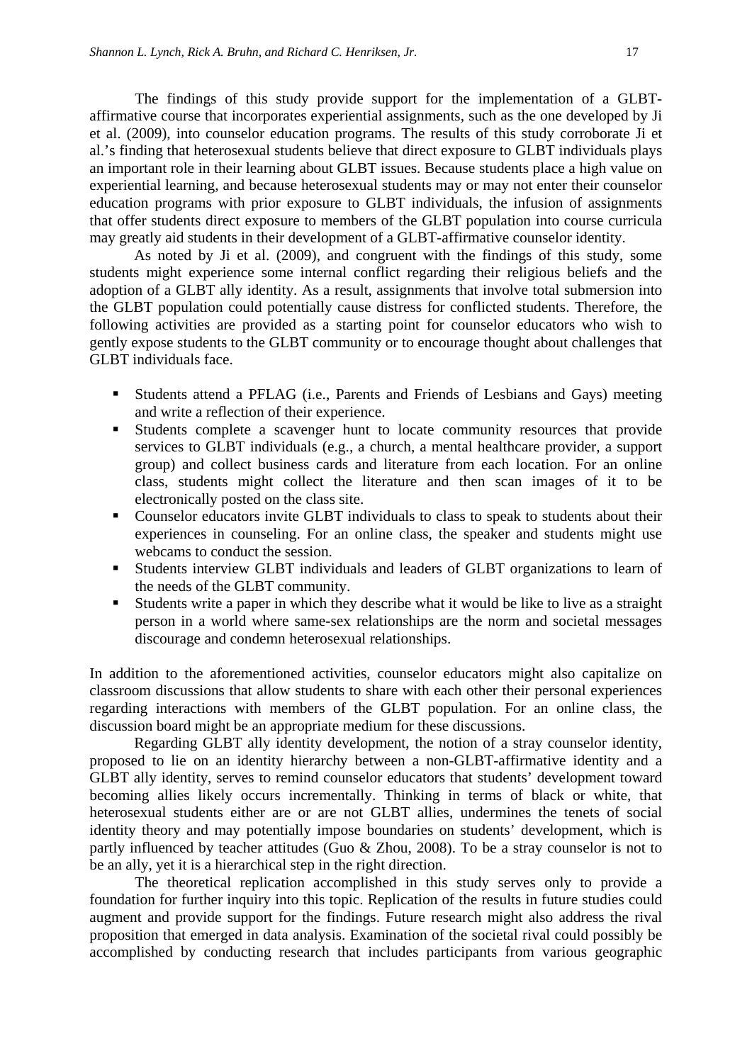The findings of this study provide support for the implementation of a GLBT-affirmative course that incorporates experiential assignments, such as the one developed by Ji et al. (2009), into counselor education programs. The results of this study corroborate Ji et al.'s finding that heterosexual students believe that direct exposure to GLBT individuals plays an important role in their learning about GLBT issues. Because students place a high value on experiential learning, and because heterosexual students may or may not enter their counselor education programs with prior exposure to GLBT individuals, the infusion of assignments that offer students direct exposure to members of the GLBT population into course curricula may greatly aid students in their development of a GLBT-affirmative counselor identity.

As noted by Ji et al. (2009), and congruent with the findings of this study, some students might experience some internal conflict regarding their religious beliefs and the adoption of a GLBT ally identity. As a result, assignments that involve total submersion into the GLBT population could potentially cause distress for conflicted students. Therefore, the following activities are provided as a starting point for counselor educators who wish to gently expose students to the GLBT community or to encourage thought about challenges that GLBT individuals face.

- Students attend a PFLAG (i.e., Parents and Friends of Lesbians and Gays) meeting and write a reflection of their experience.
- Students complete a scavenger hunt to locate community resources that provide services to GLBT individuals (e.g., a church, a mental healthcare provider, a support group) and collect business cards and literature from each location. For an online class, students might collect the literature and then scan images of it to be electronically posted on the class site.
- Counselor educators invite GLBT individuals to class to speak to students about their experiences in counseling. For an online class, the speaker and students might use webcams to conduct the session.
- Students interview GLBT individuals and leaders of GLBT organizations to learn of the needs of the GLBT community.
- Students write a paper in which they describe what it would be like to live as a straight person in a world where same-sex relationships are the norm and societal messages discourage and condemn heterosexual relationships.

In addition to the aforementioned activities, counselor educators might also capitalize on classroom discussions that allow students to share with each other their personal experiences regarding interactions with members of the GLBT population. For an online class, the discussion board might be an appropriate medium for these discussions.

Regarding GLBT ally identity development, the notion of a stray counselor identity, proposed to lie on an identity hierarchy between a non-GLBT-affirmative identity and a GLBT ally identity, serves to remind counselor educators that students' development toward becoming allies likely occurs incrementally. Thinking in terms of black or white, that heterosexual students either are or are not GLBT allies, undermines the tenets of social identity theory and may potentially impose boundaries on students' development, which is partly influenced by teacher attitudes (Guo & Zhou, 2008). To be a stray counselor is not to be an ally, yet it is a hierarchical step in the right direction.

The theoretical replication accomplished in this study serves only to provide a foundation for further inquiry into this topic. Replication of the results in future studies could augment and provide support for the findings. Future research might also address the rival proposition that emerged in data analysis. Examination of the societal rival could possibly be accomplished by conducting research that includes participants from various geographic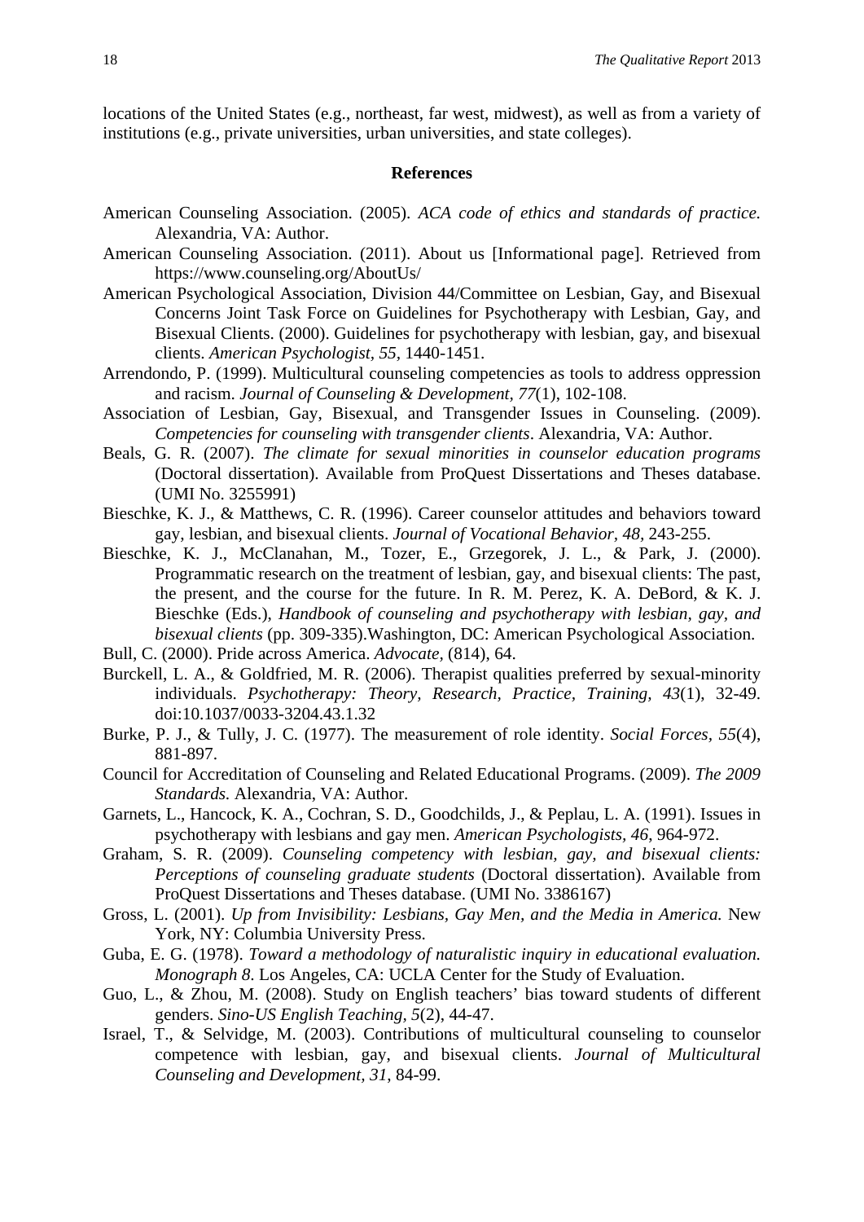locations of the United States (e.g., northeast, far west, midwest), as well as from a variety of institutions (e.g., private universities, urban universities, and state colleges).

## References

American Counseling Association. (2005). *ACA code of ethics and standards of practice.* Alexandria, VA: Author.

American Counseling Association. (2011). About us [Informational page]. Retrieved from https://www.counseling.org/AboutUs/

American Psychological Association, Division 44/Committee on Lesbian, Gay, and Bisexual Concerns Joint Task Force on Guidelines for Psychotherapy with Lesbian, Gay, and Bisexual Clients. (2000). Guidelines for psychotherapy with lesbian, gay, and bisexual clients. *American Psychologist, 55*, 1440-1451.

Arrendondo, P. (1999). Multicultural counseling competencies as tools to address oppression and racism. *Journal of Counseling & Development, 77*(1), 102-108.

Association of Lesbian, Gay, Bisexual, and Transgender Issues in Counseling. (2009). *Competencies for counseling with transgender clients*. Alexandria, VA: Author.

Beals, G. R. (2007). *The climate for sexual minorities in counselor education programs* (Doctoral dissertation). Available from ProQuest Dissertations and Theses database. (UMI No. 3255991)

Bieschke, K. J., & Matthews, C. R. (1996). Career counselor attitudes and behaviors toward gay, lesbian, and bisexual clients. *Journal of Vocational Behavior, 48*, 243-255.

Bieschke, K. J., McClanahan, M., Tozer, E., Grzegorek, J. L., & Park, J. (2000). Programmatic research on the treatment of lesbian, gay, and bisexual clients: The past, the present, and the course for the future. In R. M. Perez, K. A. DeBord, & K. J. Bieschke (Eds.), *Handbook of counseling and psychotherapy with lesbian, gay, and bisexual clients* (pp. 309-335).Washington, DC: American Psychological Association.

Bull, C. (2000). Pride across America. *Advocate,* (814), 64.

Burckell, L. A., & Goldfried, M. R. (2006). Therapist qualities preferred by sexual-minority individuals. *Psychotherapy: Theory, Research, Practice, Training, 43*(1), 32-49. doi:10.1037/0033-3204.43.1.32

Burke, P. J., & Tully, J. C. (1977). The measurement of role identity. *Social Forces, 55*(4), 881-897.

Council for Accreditation of Counseling and Related Educational Programs. (2009). *The 2009 Standards.* Alexandria, VA: Author.

Garnets, L., Hancock, K. A., Cochran, S. D., Goodchilds, J., & Peplau, L. A. (1991). Issues in psychotherapy with lesbians and gay men. *American Psychologists, 46*, 964-972.

Graham, S. R. (2009). *Counseling competency with lesbian, gay, and bisexual clients: Perceptions of counseling graduate students* (Doctoral dissertation). Available from ProQuest Dissertations and Theses database. (UMI No. 3386167)

Gross, L. (2001). *Up from Invisibility: Lesbians, Gay Men, and the Media in America.* New York, NY: Columbia University Press.

Guba, E. G. (1978). *Toward a methodology of naturalistic inquiry in educational evaluation. Monograph 8*. Los Angeles, CA: UCLA Center for the Study of Evaluation.

Guo, L., & Zhou, M. (2008). Study on English teachers' bias toward students of different genders. *Sino-US English Teaching, 5*(2), 44-47.

Israel, T., & Selvidge, M. (2003). Contributions of multicultural counseling to counselor competence with lesbian, gay, and bisexual clients. *Journal of Multicultural Counseling and Development, 31*, 84-99.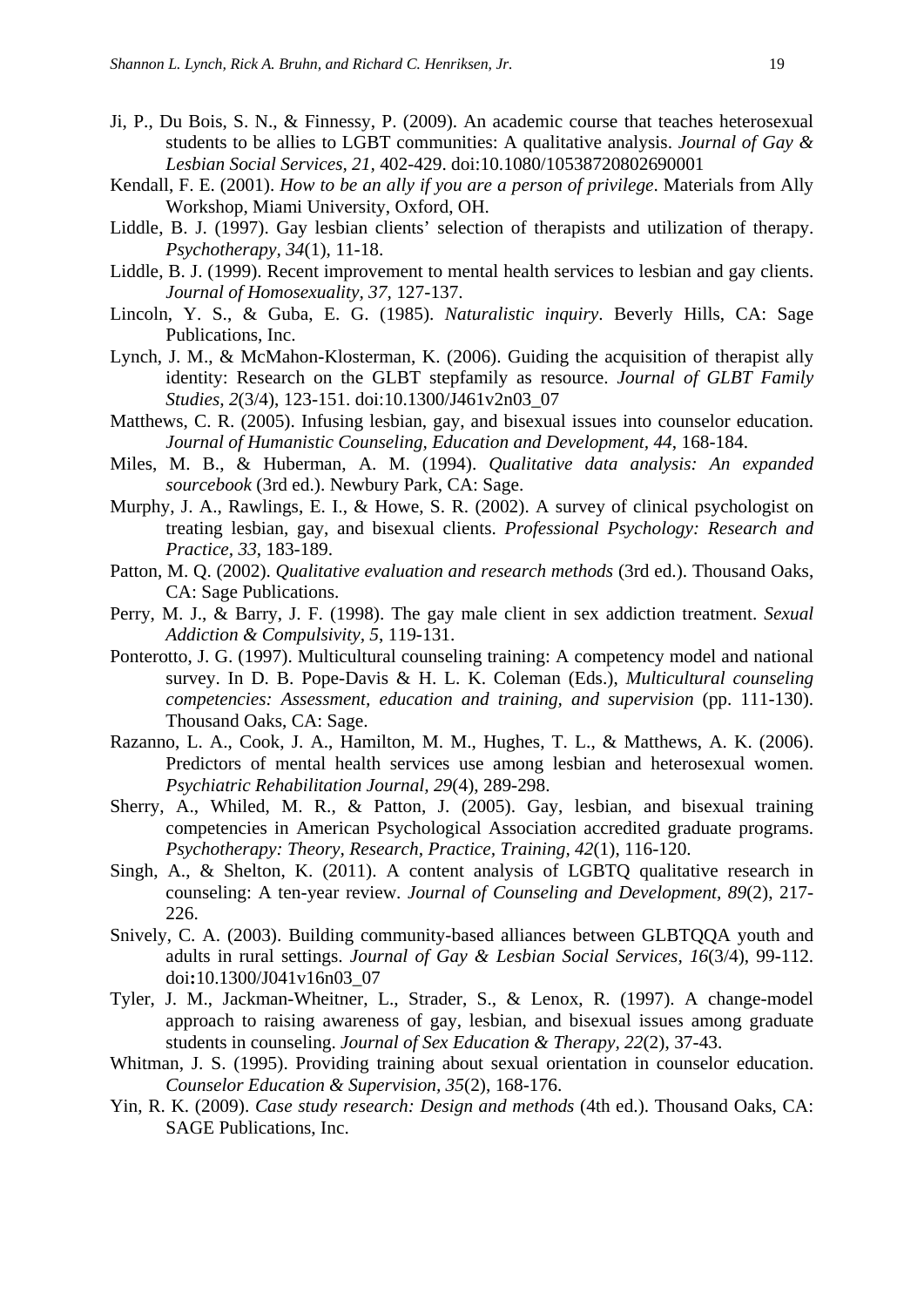Ji, P., Du Bois, S. N., & Finnessy, P. (2009). An academic course that teaches heterosexual students to be allies to LGBT communities: A qualitative analysis. *Journal of Gay & Lesbian Social Services, 21*, 402-429. doi:10.1080/10538720802690001

Kendall, F. E. (2001). *How to be an ally if you are a person of privilege*. Materials from Ally Workshop, Miami University, Oxford, OH.

Liddle, B. J. (1997). Gay lesbian clients' selection of therapists and utilization of therapy. *Psychotherapy, 34*(1), 11-18.

Liddle, B. J. (1999). Recent improvement to mental health services to lesbian and gay clients. *Journal of Homosexuality, 37*, 127-137.

Lincoln, Y. S., & Guba, E. G. (1985). *Naturalistic inquiry*. Beverly Hills, CA: Sage Publications, Inc.

Lynch, J. M., & McMahon-Klosterman, K. (2006). Guiding the acquisition of therapist ally identity: Research on the GLBT stepfamily as resource. *Journal of GLBT Family Studies, 2*(3/4), 123-151. doi:10.1300/J461v2n03_07

Matthews, C. R. (2005). Infusing lesbian, gay, and bisexual issues into counselor education. *Journal of Humanistic Counseling, Education and Development, 44*, 168-184.

Miles, M. B., & Huberman, A. M. (1994). *Qualitative data analysis: An expanded sourcebook* (3rd ed.). Newbury Park, CA: Sage.

Murphy, J. A., Rawlings, E. I., & Howe, S. R. (2002). A survey of clinical psychologist on treating lesbian, gay, and bisexual clients. *Professional Psychology: Research and Practice, 33*, 183-189.

Patton, M. Q. (2002). *Qualitative evaluation and research methods* (3rd ed.). Thousand Oaks, CA: Sage Publications.

Perry, M. J., & Barry, J. F. (1998). The gay male client in sex addiction treatment. *Sexual Addiction & Compulsivity, 5*, 119-131.

Ponterotto, J. G. (1997). Multicultural counseling training: A competency model and national survey. In D. B. Pope-Davis & H. L. K. Coleman (Eds.), *Multicultural counseling competencies: Assessment, education and training, and supervision* (pp. 111-130). Thousand Oaks, CA: Sage.

Razanno, L. A., Cook, J. A., Hamilton, M. M., Hughes, T. L., & Matthews, A. K. (2006). Predictors of mental health services use among lesbian and heterosexual women. *Psychiatric Rehabilitation Journal, 29*(4), 289-298.

Sherry, A., Whiled, M. R., & Patton, J. (2005). Gay, lesbian, and bisexual training competencies in American Psychological Association accredited graduate programs. *Psychotherapy: Theory, Research, Practice, Training, 42*(1), 116-120.

Singh, A., & Shelton, K. (2011). A content analysis of LGBTQ qualitative research in counseling: A ten-year review. *Journal of Counseling and Development, 89*(2), 217-226.

Snively, C. A. (2003). Building community-based alliances between GLBTQQA youth and adults in rural settings. *Journal of Gay & Lesbian Social Services, 16*(3/4), 99-112. doi**:**10.1300/J041v16n03_07

Tyler, J. M., Jackman-Wheitner, L., Strader, S., & Lenox, R. (1997). A change-model approach to raising awareness of gay, lesbian, and bisexual issues among graduate students in counseling. *Journal of Sex Education & Therapy, 22*(2), 37-43.

Whitman, J. S. (1995). Providing training about sexual orientation in counselor education. *Counselor Education & Supervision, 35*(2), 168-176.

Yin, R. K. (2009). *Case study research: Design and methods* (4th ed.). Thousand Oaks, CA: SAGE Publications, Inc.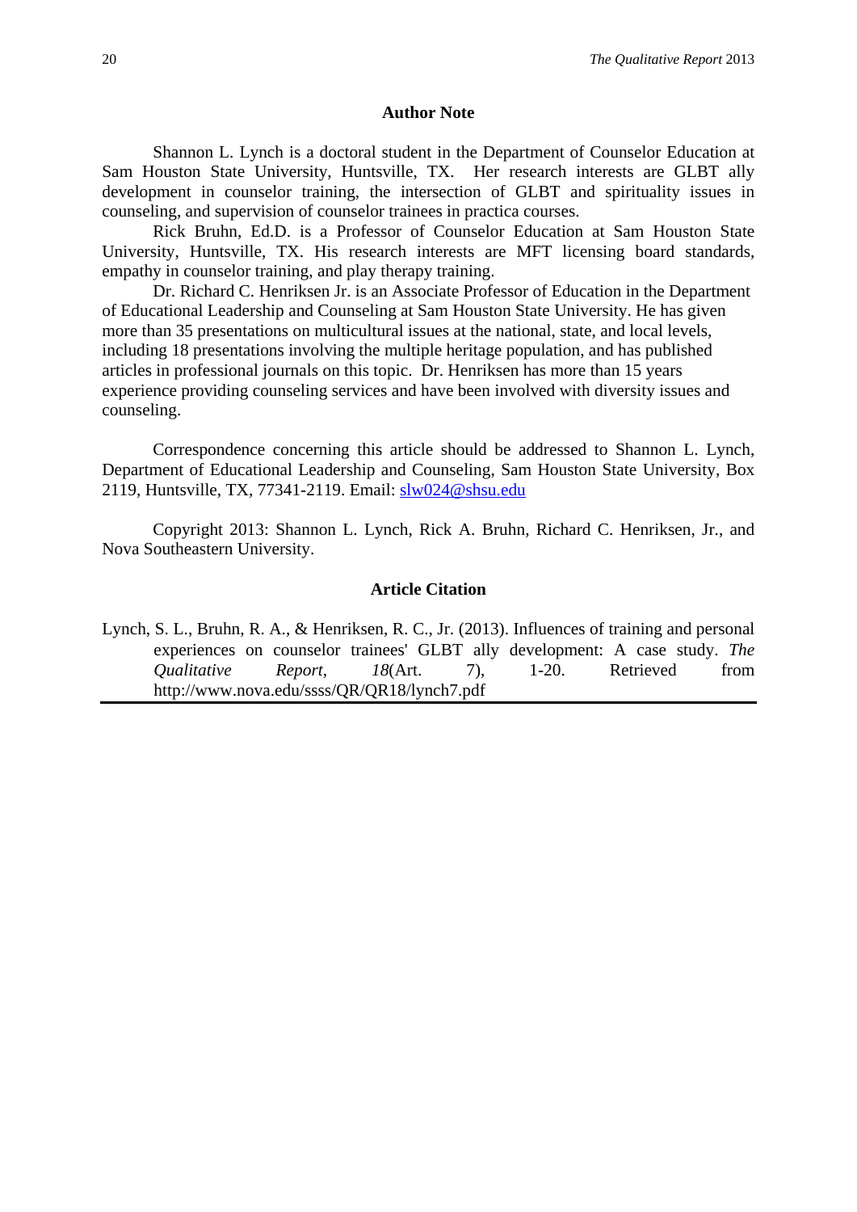## Author Note

Shannon L. Lynch is a doctoral student in the Department of Counselor Education at Sam Houston State University, Huntsville, TX. Her research interests are GLBT ally development in counselor training, the intersection of GLBT and spirituality issues in counseling, and supervision of counselor trainees in practica courses.

Rick Bruhn, Ed.D. is a Professor of Counselor Education at Sam Houston State University, Huntsville, TX. His research interests are MFT licensing board standards, empathy in counselor training, and play therapy training.

Dr. Richard C. Henriksen Jr. is an Associate Professor of Education in the Department of Educational Leadership and Counseling at Sam Houston State University. He has given more than 35 presentations on multicultural issues at the national, state, and local levels, including 18 presentations involving the multiple heritage population, and has published articles in professional journals on this topic. Dr. Henriksen has more than 15 years experience providing counseling services and have been involved with diversity issues and counseling.

Correspondence concerning this article should be addressed to Shannon L. Lynch, Department of Educational Leadership and Counseling, Sam Houston State University, Box 2119, Huntsville, TX, 77341-2119. Email: slw024@shsu.edu

Copyright 2013: Shannon L. Lynch, Rick A. Bruhn, Richard C. Henriksen, Jr., and Nova Southeastern University.

## Article Citation

Lynch, S. L., Bruhn, R. A., & Henriksen, R. C., Jr. (2013). Influences of training and personal experiences on counselor trainees' GLBT ally development: A case study. *The Qualitative Report*, *18*(Art. 7), 1-20. Retrieved from http://www.nova.edu/ssss/QR/QR18/lynch7.pdf